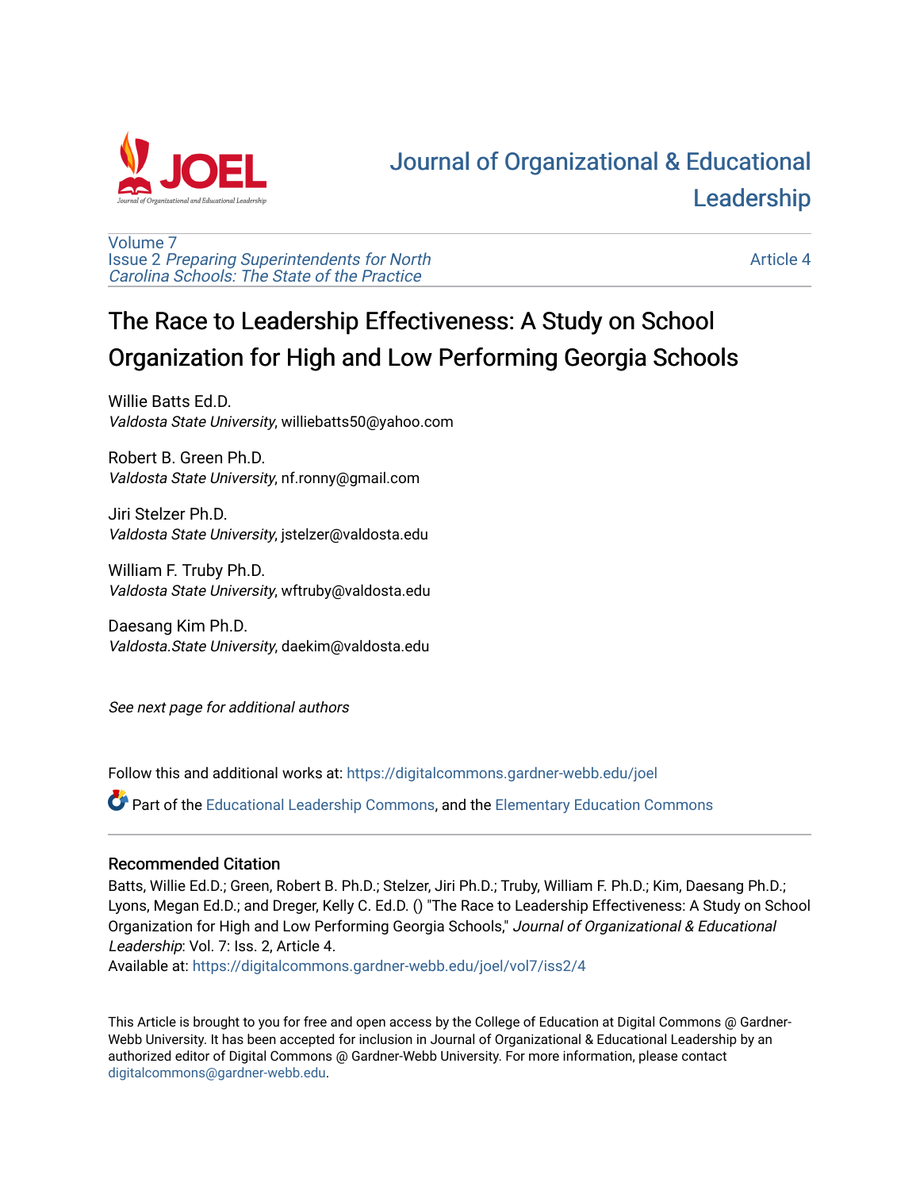# Journal of Organizational & Educational Leadership

Volume 7
Issue 2 *Preparing Superintendents for North Carolina Schools: The State of the Practice*

Article 4

## The Race to Leadership Effectiveness: A Study on School Organization for High and Low Performing Georgia Schools

Willie Batts Ed.D.
*Valdosta State University*, williebatts50@yahoo.com

Robert B. Green Ph.D.
*Valdosta State University*, nf.ronny@gmail.com

Jiri Stelzer Ph.D.
*Valdosta State University*, jstelzer@valdosta.edu

William F. Truby Ph.D.
*Valdosta State University*, wftruby@valdosta.edu

Daesang Kim Ph.D.
*Valdosta.State University*, daekim@valdosta.edu

*See next page for additional authors*

Follow this and additional works at: https://digitalcommons.gardner-webb.edu/joel

Part of the Educational Leadership Commons, and the Elementary Education Commons

### Recommended Citation

Batts, Willie Ed.D.; Green, Robert B. Ph.D.; Stelzer, Jiri Ph.D.; Truby, William F. Ph.D.; Kim, Daesang Ph.D.; Lyons, Megan Ed.D.; and Dreger, Kelly C. Ed.D. () "The Race to Leadership Effectiveness: A Study on School Organization for High and Low Performing Georgia Schools," *Journal of Organizational & Educational Leadership*: Vol. 7: Iss. 2, Article 4.
Available at: https://digitalcommons.gardner-webb.edu/joel/vol7/iss2/4

This Article is brought to you for free and open access by the College of Education at Digital Commons @ Gardner-Webb University. It has been accepted for inclusion in Journal of Organizational & Educational Leadership by an authorized editor of Digital Commons @ Gardner-Webb University. For more information, please contact digitalcommons@gardner-webb.edu.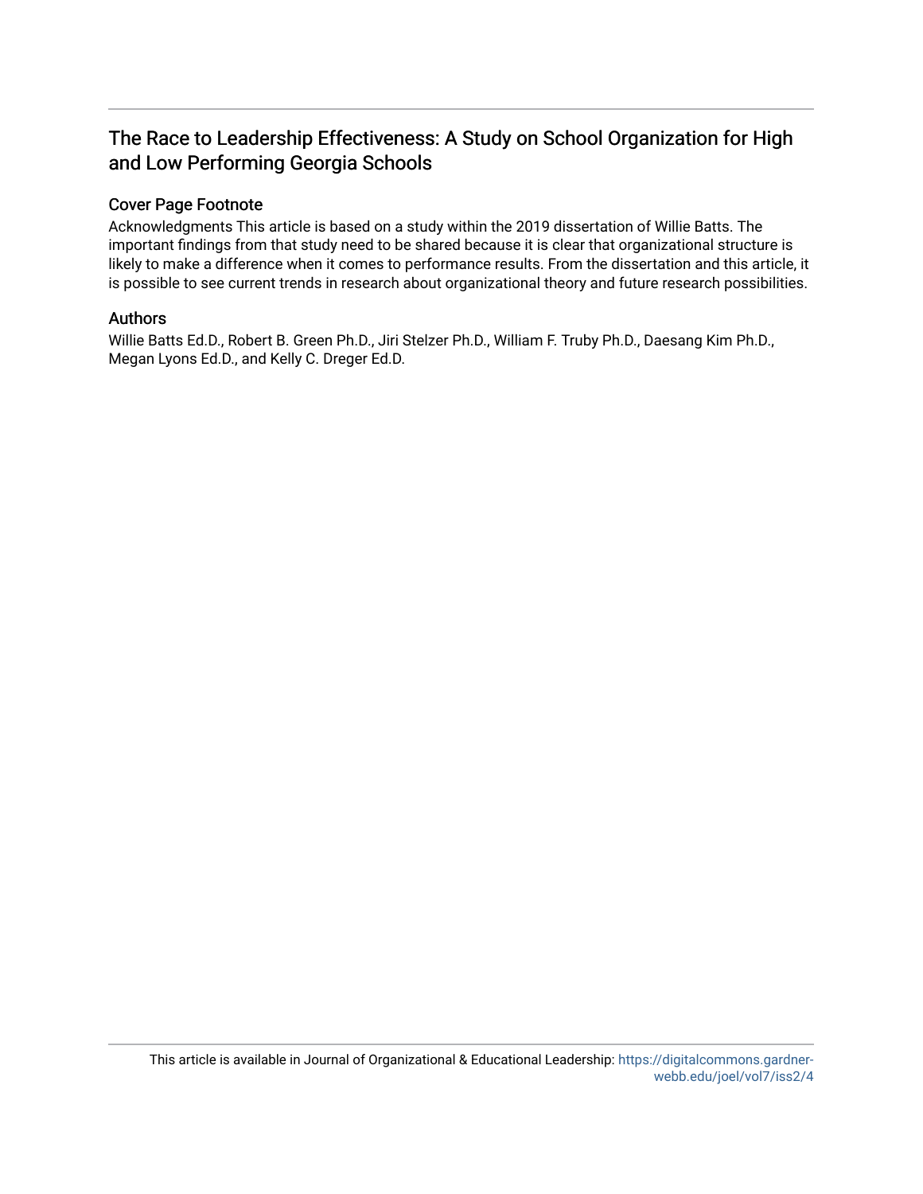# The Race to Leadership Effectiveness: A Study on School Organization for High and Low Performing Georgia Schools

## Cover Page Footnote

Acknowledgments This article is based on a study within the 2019 dissertation of Willie Batts. The important findings from that study need to be shared because it is clear that organizational structure is likely to make a difference when it comes to performance results. From the dissertation and this article, it is possible to see current trends in research about organizational theory and future research possibilities.

## Authors

Willie Batts Ed.D., Robert B. Green Ph.D., Jiri Stelzer Ph.D., William F. Truby Ph.D., Daesang Kim Ph.D., Megan Lyons Ed.D., and Kelly C. Dreger Ed.D.

This article is available in Journal of Organizational & Educational Leadership: https://digitalcommons.gardner-webb.edu/joel/vol7/iss2/4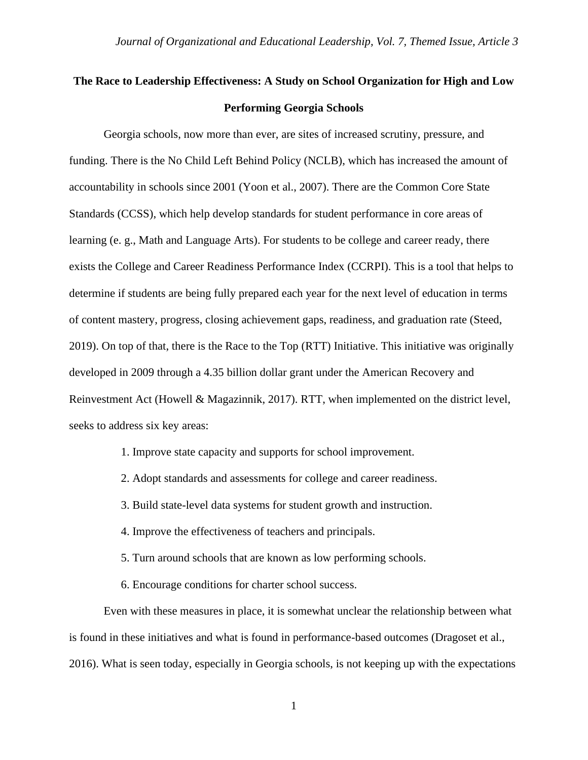# The Race to Leadership Effectiveness: A Study on School Organization for High and Low Performing Georgia Schools

Georgia schools, now more than ever, are sites of increased scrutiny, pressure, and funding. There is the No Child Left Behind Policy (NCLB), which has increased the amount of accountability in schools since 2001 (Yoon et al., 2007). There are the Common Core State Standards (CCSS), which help develop standards for student performance in core areas of learning (e. g., Math and Language Arts). For students to be college and career ready, there exists the College and Career Readiness Performance Index (CCRPI). This is a tool that helps to determine if students are being fully prepared each year for the next level of education in terms of content mastery, progress, closing achievement gaps, readiness, and graduation rate (Steed, 2019). On top of that, there is the Race to the Top (RTT) Initiative. This initiative was originally developed in 2009 through a 4.35 billion dollar grant under the American Recovery and Reinvestment Act (Howell & Magazinnik, 2017). RTT, when implemented on the district level, seeks to address six key areas:

1. Improve state capacity and supports for school improvement.
2. Adopt standards and assessments for college and career readiness.
3. Build state-level data systems for student growth and instruction.
4. Improve the effectiveness of teachers and principals.
5. Turn around schools that are known as low performing schools.
6. Encourage conditions for charter school success.

Even with these measures in place, it is somewhat unclear the relationship between what is found in these initiatives and what is found in performance-based outcomes (Dragoset et al., 2016). What is seen today, especially in Georgia schools, is not keeping up with the expectations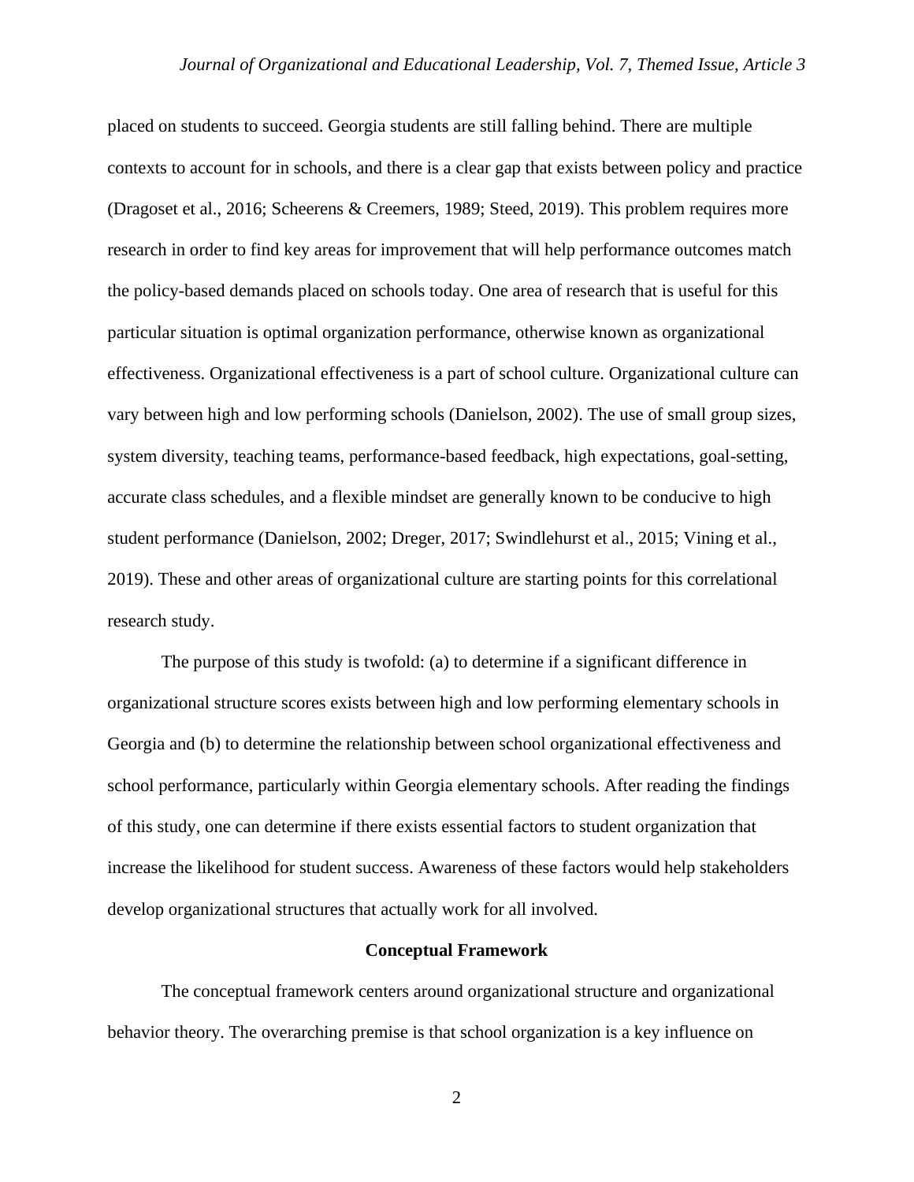placed on students to succeed. Georgia students are still falling behind. There are multiple contexts to account for in schools, and there is a clear gap that exists between policy and practice (Dragoset et al., 2016; Scheerens & Creemers, 1989; Steed, 2019). This problem requires more research in order to find key areas for improvement that will help performance outcomes match the policy-based demands placed on schools today. One area of research that is useful for this particular situation is optimal organization performance, otherwise known as organizational effectiveness. Organizational effectiveness is a part of school culture. Organizational culture can vary between high and low performing schools (Danielson, 2002). The use of small group sizes, system diversity, teaching teams, performance-based feedback, high expectations, goal-setting, accurate class schedules, and a flexible mindset are generally known to be conducive to high student performance (Danielson, 2002; Dreger, 2017; Swindlehurst et al., 2015; Vining et al., 2019). These and other areas of organizational culture are starting points for this correlational research study.

The purpose of this study is twofold: (a) to determine if a significant difference in organizational structure scores exists between high and low performing elementary schools in Georgia and (b) to determine the relationship between school organizational effectiveness and school performance, particularly within Georgia elementary schools. After reading the findings of this study, one can determine if there exists essential factors to student organization that increase the likelihood for student success. Awareness of these factors would help stakeholders develop organizational structures that actually work for all involved.

## Conceptual Framework

The conceptual framework centers around organizational structure and organizational behavior theory. The overarching premise is that school organization is a key influence on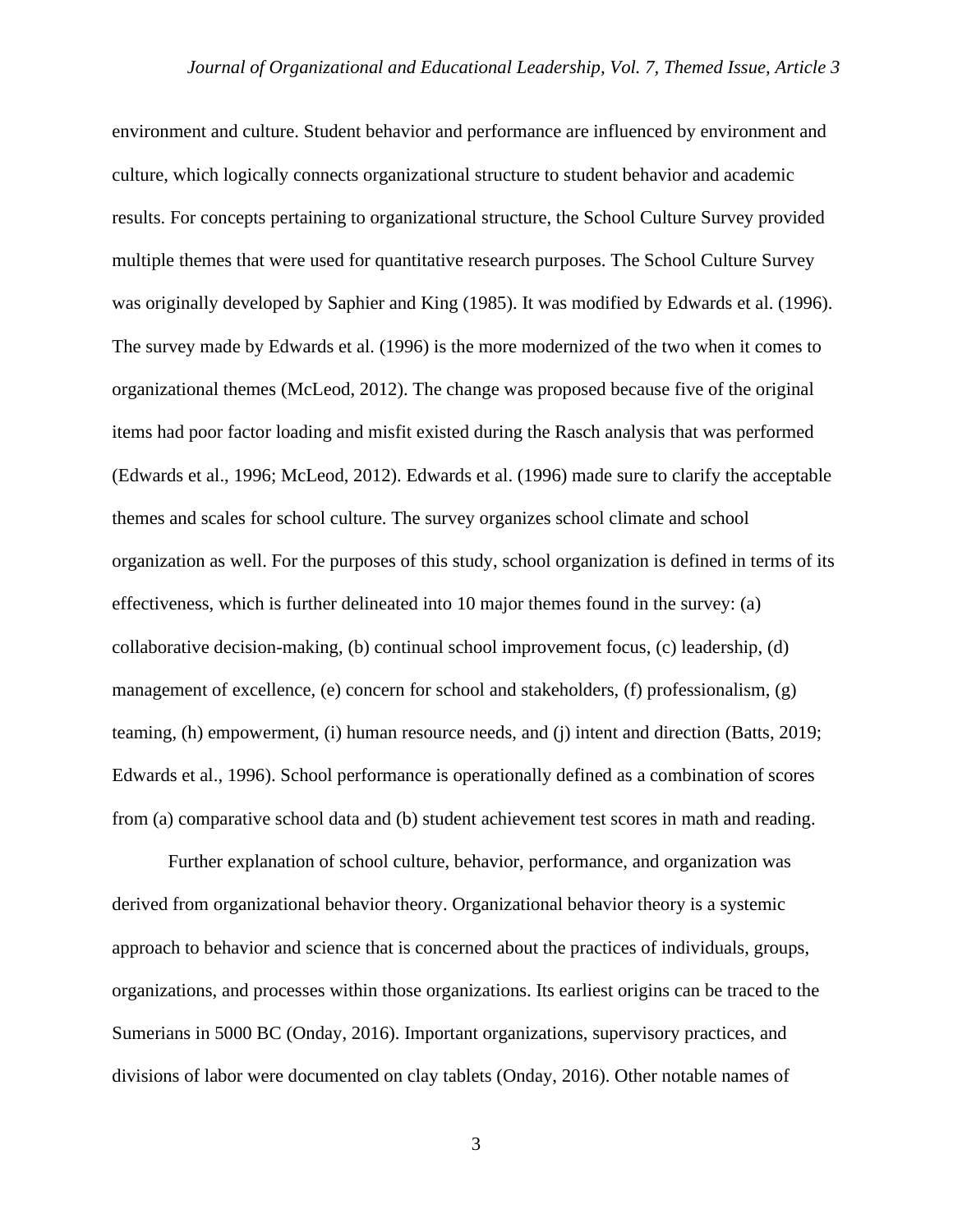environment and culture. Student behavior and performance are influenced by environment and culture, which logically connects organizational structure to student behavior and academic results. For concepts pertaining to organizational structure, the School Culture Survey provided multiple themes that were used for quantitative research purposes. The School Culture Survey was originally developed by Saphier and King (1985). It was modified by Edwards et al. (1996). The survey made by Edwards et al. (1996) is the more modernized of the two when it comes to organizational themes (McLeod, 2012). The change was proposed because five of the original items had poor factor loading and misfit existed during the Rasch analysis that was performed (Edwards et al., 1996; McLeod, 2012). Edwards et al. (1996) made sure to clarify the acceptable themes and scales for school culture. The survey organizes school climate and school organization as well. For the purposes of this study, school organization is defined in terms of its effectiveness, which is further delineated into 10 major themes found in the survey: (a) collaborative decision-making, (b) continual school improvement focus, (c) leadership, (d) management of excellence, (e) concern for school and stakeholders, (f) professionalism, (g) teaming, (h) empowerment, (i) human resource needs, and (j) intent and direction (Batts, 2019; Edwards et al., 1996). School performance is operationally defined as a combination of scores from (a) comparative school data and (b) student achievement test scores in math and reading.

Further explanation of school culture, behavior, performance, and organization was derived from organizational behavior theory. Organizational behavior theory is a systemic approach to behavior and science that is concerned about the practices of individuals, groups, organizations, and processes within those organizations. Its earliest origins can be traced to the Sumerians in 5000 BC (Onday, 2016). Important organizations, supervisory practices, and divisions of labor were documented on clay tablets (Onday, 2016). Other notable names of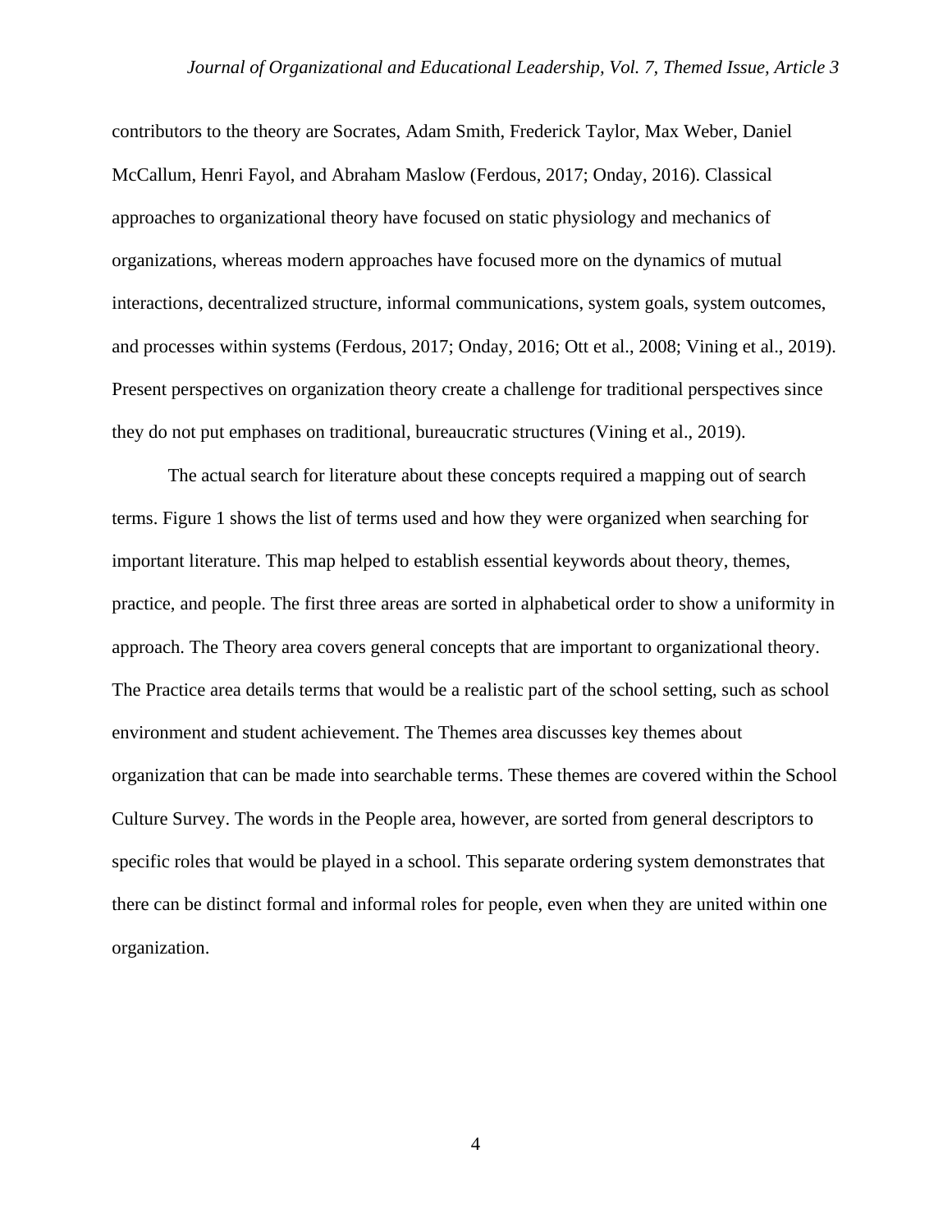contributors to the theory are Socrates, Adam Smith, Frederick Taylor, Max Weber, Daniel McCallum, Henri Fayol, and Abraham Maslow (Ferdous, 2017; Onday, 2016). Classical approaches to organizational theory have focused on static physiology and mechanics of organizations, whereas modern approaches have focused more on the dynamics of mutual interactions, decentralized structure, informal communications, system goals, system outcomes, and processes within systems (Ferdous, 2017; Onday, 2016; Ott et al., 2008; Vining et al., 2019). Present perspectives on organization theory create a challenge for traditional perspectives since they do not put emphases on traditional, bureaucratic structures (Vining et al., 2019).

The actual search for literature about these concepts required a mapping out of search terms. Figure 1 shows the list of terms used and how they were organized when searching for important literature. This map helped to establish essential keywords about theory, themes, practice, and people. The first three areas are sorted in alphabetical order to show a uniformity in approach. The Theory area covers general concepts that are important to organizational theory. The Practice area details terms that would be a realistic part of the school setting, such as school environment and student achievement. The Themes area discusses key themes about organization that can be made into searchable terms. These themes are covered within the School Culture Survey. The words in the People area, however, are sorted from general descriptors to specific roles that would be played in a school. This separate ordering system demonstrates that there can be distinct formal and informal roles for people, even when they are united within one organization.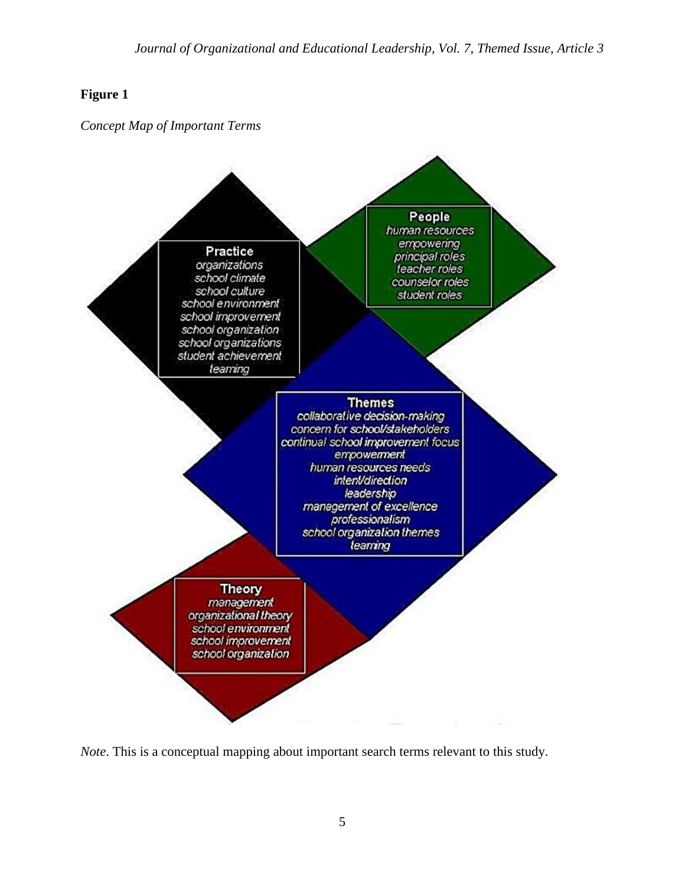**Figure 1**

*Concept Map of Important Terms*

**Practice**
organizations
school climate
school culture
school environment
school improvement
school organization
school organizations
student achievement
teaming

**People**
human resources
empowering
principal roles
teacher roles
counselor roles
student roles

**Themes**
collaborative decision-making
concern for school/stakeholders
continual school improvement focus
empowerment
human resources needs
intent/direction
leadership
management of excellence
professionalism
school organization themes
teaming

**Theory**
management
organizational theory
school environment
school improvement
school organization

*Note*. This is a conceptual mapping about important search terms relevant to this study.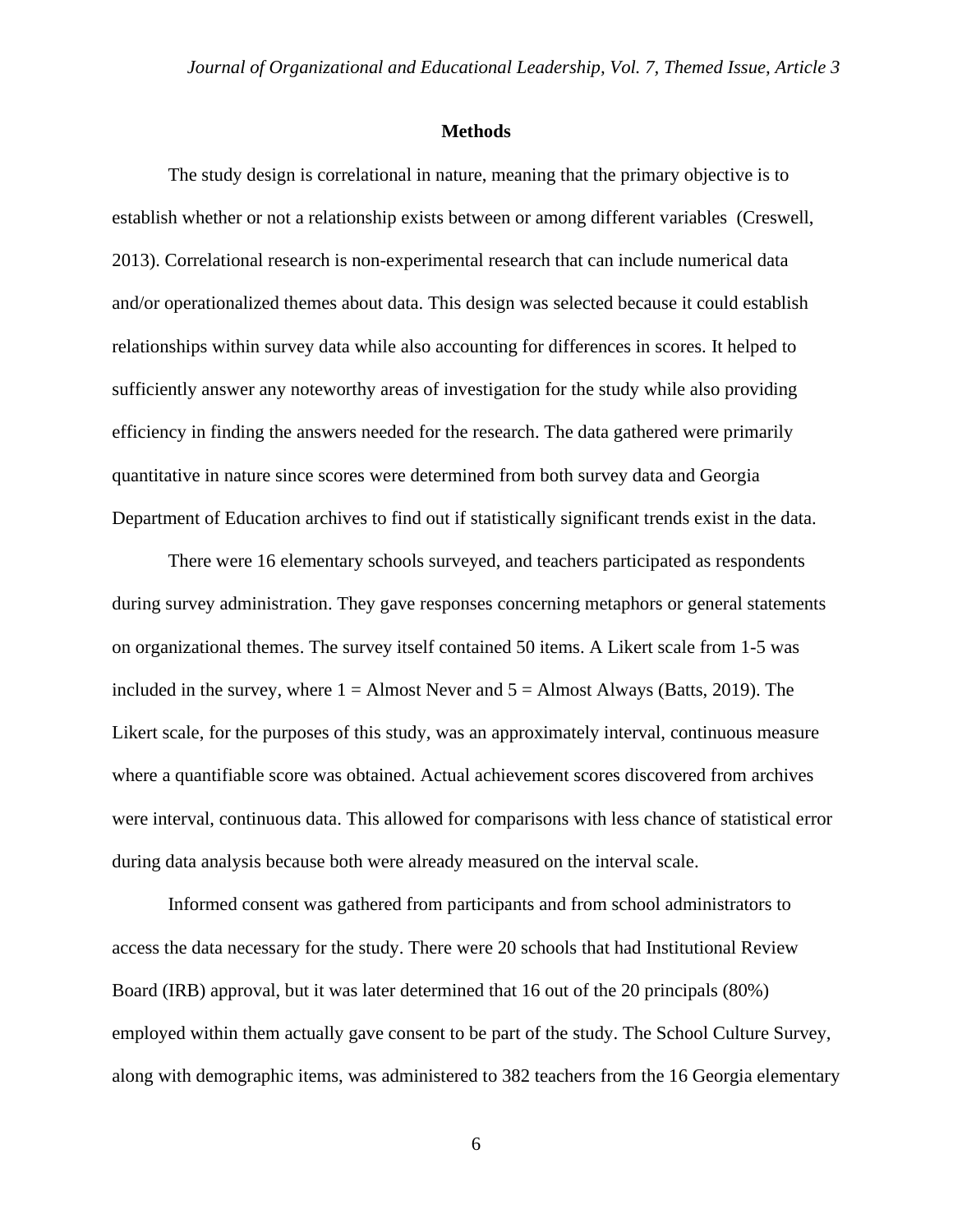## Methods

The study design is correlational in nature, meaning that the primary objective is to establish whether or not a relationship exists between or among different variables (Creswell, 2013). Correlational research is non-experimental research that can include numerical data and/or operationalized themes about data. This design was selected because it could establish relationships within survey data while also accounting for differences in scores. It helped to sufficiently answer any noteworthy areas of investigation for the study while also providing efficiency in finding the answers needed for the research. The data gathered were primarily quantitative in nature since scores were determined from both survey data and Georgia Department of Education archives to find out if statistically significant trends exist in the data.

There were 16 elementary schools surveyed, and teachers participated as respondents during survey administration. They gave responses concerning metaphors or general statements on organizational themes. The survey itself contained 50 items. A Likert scale from 1-5 was included in the survey, where 1 = Almost Never and 5 = Almost Always (Batts, 2019). The Likert scale, for the purposes of this study, was an approximately interval, continuous measure where a quantifiable score was obtained. Actual achievement scores discovered from archives were interval, continuous data. This allowed for comparisons with less chance of statistical error during data analysis because both were already measured on the interval scale.

Informed consent was gathered from participants and from school administrators to access the data necessary for the study. There were 20 schools that had Institutional Review Board (IRB) approval, but it was later determined that 16 out of the 20 principals (80%) employed within them actually gave consent to be part of the study. The School Culture Survey, along with demographic items, was administered to 382 teachers from the 16 Georgia elementary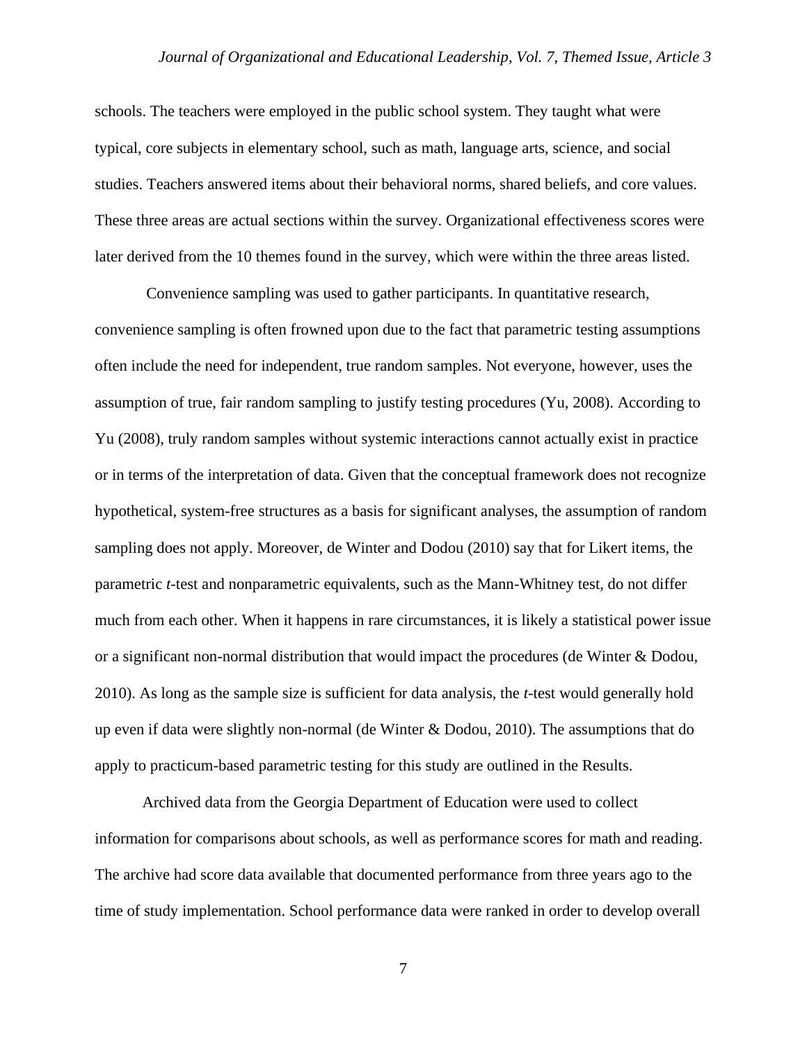schools. The teachers were employed in the public school system. They taught what were typical, core subjects in elementary school, such as math, language arts, science, and social studies. Teachers answered items about their behavioral norms, shared beliefs, and core values. These three areas are actual sections within the survey. Organizational effectiveness scores were later derived from the 10 themes found in the survey, which were within the three areas listed.

Convenience sampling was used to gather participants. In quantitative research, convenience sampling is often frowned upon due to the fact that parametric testing assumptions often include the need for independent, true random samples. Not everyone, however, uses the assumption of true, fair random sampling to justify testing procedures (Yu, 2008). According to Yu (2008), truly random samples without systemic interactions cannot actually exist in practice or in terms of the interpretation of data. Given that the conceptual framework does not recognize hypothetical, system-free structures as a basis for significant analyses, the assumption of random sampling does not apply. Moreover, de Winter and Dodou (2010) say that for Likert items, the parametric *t*-test and nonparametric equivalents, such as the Mann-Whitney test, do not differ much from each other. When it happens in rare circumstances, it is likely a statistical power issue or a significant non-normal distribution that would impact the procedures (de Winter & Dodou, 2010). As long as the sample size is sufficient for data analysis, the *t*-test would generally hold up even if data were slightly non-normal (de Winter & Dodou, 2010). The assumptions that do apply to practicum-based parametric testing for this study are outlined in the Results.

Archived data from the Georgia Department of Education were used to collect information for comparisons about schools, as well as performance scores for math and reading. The archive had score data available that documented performance from three years ago to the time of study implementation. School performance data were ranked in order to develop overall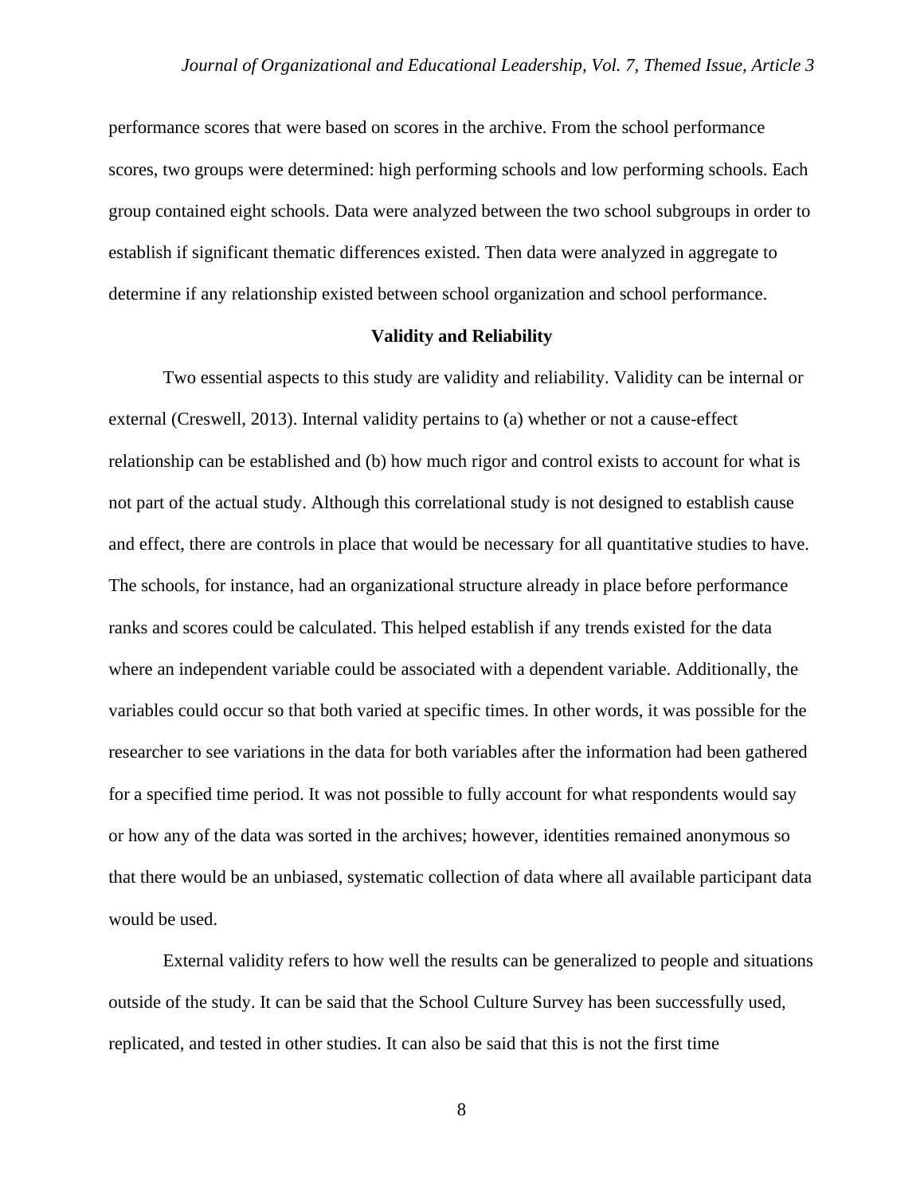performance scores that were based on scores in the archive. From the school performance scores, two groups were determined: high performing schools and low performing schools. Each group contained eight schools. Data were analyzed between the two school subgroups in order to establish if significant thematic differences existed. Then data were analyzed in aggregate to determine if any relationship existed between school organization and school performance.

## Validity and Reliability

Two essential aspects to this study are validity and reliability. Validity can be internal or external (Creswell, 2013). Internal validity pertains to (a) whether or not a cause-effect relationship can be established and (b) how much rigor and control exists to account for what is not part of the actual study. Although this correlational study is not designed to establish cause and effect, there are controls in place that would be necessary for all quantitative studies to have. The schools, for instance, had an organizational structure already in place before performance ranks and scores could be calculated. This helped establish if any trends existed for the data where an independent variable could be associated with a dependent variable. Additionally, the variables could occur so that both varied at specific times. In other words, it was possible for the researcher to see variations in the data for both variables after the information had been gathered for a specified time period. It was not possible to fully account for what respondents would say or how any of the data was sorted in the archives; however, identities remained anonymous so that there would be an unbiased, systematic collection of data where all available participant data would be used.

External validity refers to how well the results can be generalized to people and situations outside of the study. It can be said that the School Culture Survey has been successfully used, replicated, and tested in other studies. It can also be said that this is not the first time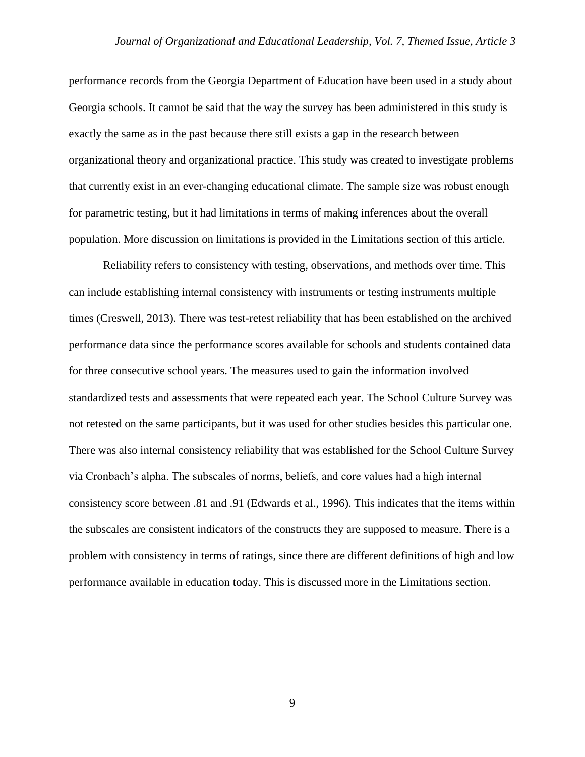performance records from the Georgia Department of Education have been used in a study about Georgia schools. It cannot be said that the way the survey has been administered in this study is exactly the same as in the past because there still exists a gap in the research between organizational theory and organizational practice. This study was created to investigate problems that currently exist in an ever-changing educational climate. The sample size was robust enough for parametric testing, but it had limitations in terms of making inferences about the overall population. More discussion on limitations is provided in the Limitations section of this article.

Reliability refers to consistency with testing, observations, and methods over time. This can include establishing internal consistency with instruments or testing instruments multiple times (Creswell, 2013). There was test-retest reliability that has been established on the archived performance data since the performance scores available for schools and students contained data for three consecutive school years. The measures used to gain the information involved standardized tests and assessments that were repeated each year. The School Culture Survey was not retested on the same participants, but it was used for other studies besides this particular one. There was also internal consistency reliability that was established for the School Culture Survey via Cronbach's alpha. The subscales of norms, beliefs, and core values had a high internal consistency score between .81 and .91 (Edwards et al., 1996). This indicates that the items within the subscales are consistent indicators of the constructs they are supposed to measure. There is a problem with consistency in terms of ratings, since there are different definitions of high and low performance available in education today. This is discussed more in the Limitations section.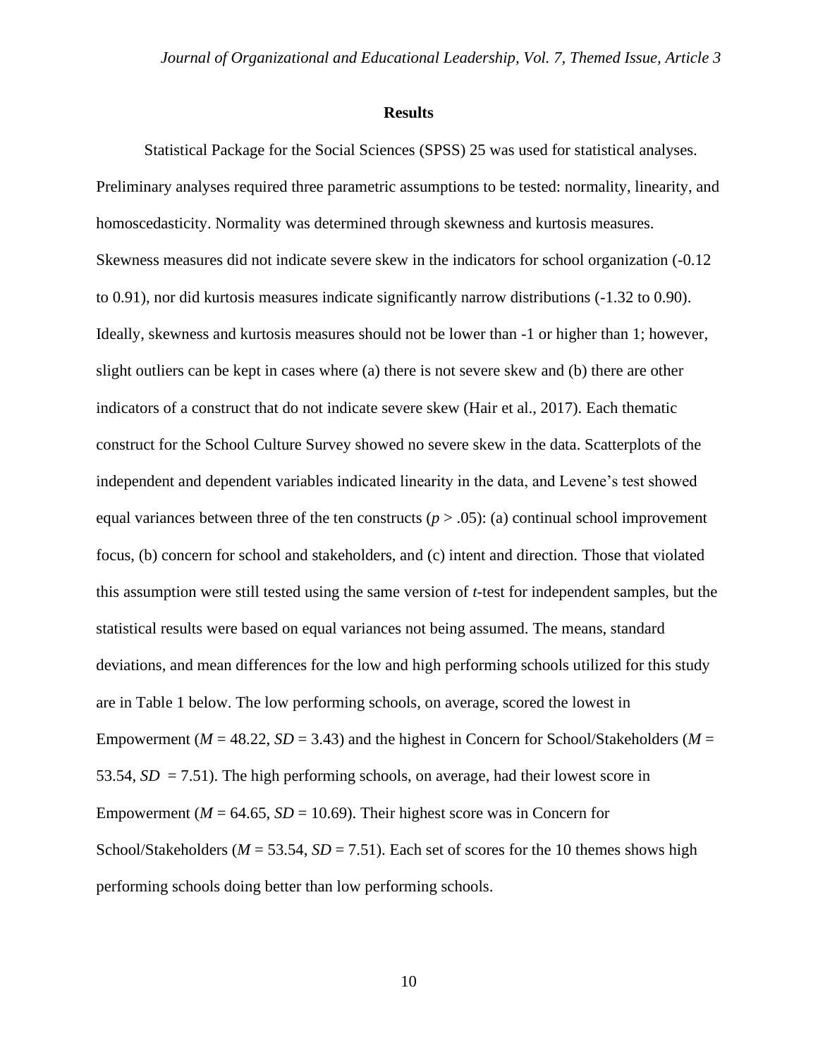## Results

Statistical Package for the Social Sciences (SPSS) 25 was used for statistical analyses. Preliminary analyses required three parametric assumptions to be tested: normality, linearity, and homoscedasticity. Normality was determined through skewness and kurtosis measures. Skewness measures did not indicate severe skew in the indicators for school organization (-0.12 to 0.91), nor did kurtosis measures indicate significantly narrow distributions (-1.32 to 0.90). Ideally, skewness and kurtosis measures should not be lower than -1 or higher than 1; however, slight outliers can be kept in cases where (a) there is not severe skew and (b) there are other indicators of a construct that do not indicate severe skew (Hair et al., 2017). Each thematic construct for the School Culture Survey showed no severe skew in the data. Scatterplots of the independent and dependent variables indicated linearity in the data, and Levene's test showed equal variances between three of the ten constructs ($p > .05$): (a) continual school improvement focus, (b) concern for school and stakeholders, and (c) intent and direction. Those that violated this assumption were still tested using the same version of *t*-test for independent samples, but the statistical results were based on equal variances not being assumed. The means, standard deviations, and mean differences for the low and high performing schools utilized for this study are in Table 1 below. The low performing schools, on average, scored the lowest in Empowerment ($M = 48.22$, $SD = 3.43$) and the highest in Concern for School/Stakeholders ($M = 53.54$, $SD = 7.51$). The high performing schools, on average, had their lowest score in Empowerment ($M = 64.65$, $SD = 10.69$). Their highest score was in Concern for School/Stakeholders ($M = 53.54$, $SD = 7.51$). Each set of scores for the 10 themes shows high performing schools doing better than low performing schools.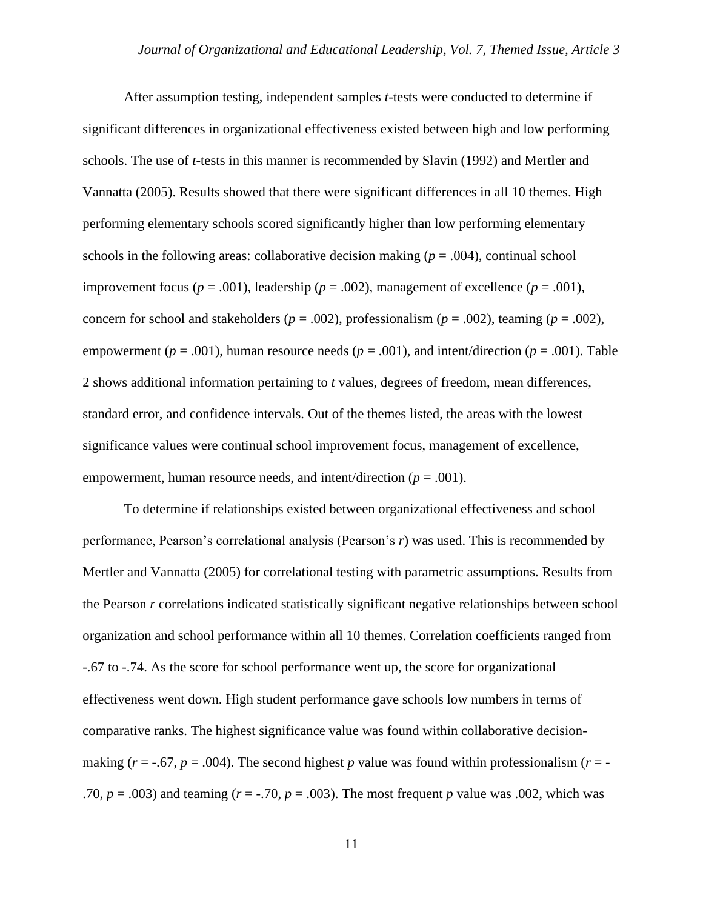After assumption testing, independent samples *t*-tests were conducted to determine if significant differences in organizational effectiveness existed between high and low performing schools. The use of *t*-tests in this manner is recommended by Slavin (1992) and Mertler and Vannatta (2005). Results showed that there were significant differences in all 10 themes. High performing elementary schools scored significantly higher than low performing elementary schools in the following areas: collaborative decision making ($p$ = .004), continual school improvement focus ($p$ = .001), leadership ($p$ = .002), management of excellence ($p$ = .001), concern for school and stakeholders ($p$ = .002), professionalism ($p$ = .002), teaming ($p$ = .002), empowerment ($p$ = .001), human resource needs ($p$ = .001), and intent/direction ($p$ = .001). Table 2 shows additional information pertaining to $t$ values, degrees of freedom, mean differences, standard error, and confidence intervals. Out of the themes listed, the areas with the lowest significance values were continual school improvement focus, management of excellence, empowerment, human resource needs, and intent/direction ($p$ = .001).

To determine if relationships existed between organizational effectiveness and school performance, Pearson's correlational analysis (Pearson's $r$) was used. This is recommended by Mertler and Vannatta (2005) for correlational testing with parametric assumptions. Results from the Pearson $r$ correlations indicated statistically significant negative relationships between school organization and school performance within all 10 themes. Correlation coefficients ranged from -.67 to -.74. As the score for school performance went up, the score for organizational effectiveness went down. High student performance gave schools low numbers in terms of comparative ranks. The highest significance value was found within collaborative decision-making ($r$ = -.67, $p$ = .004). The second highest $p$ value was found within professionalism ($r$ = -.70, $p$ = .003) and teaming ($r$ = -.70, $p$ = .003). The most frequent $p$ value was .002, which was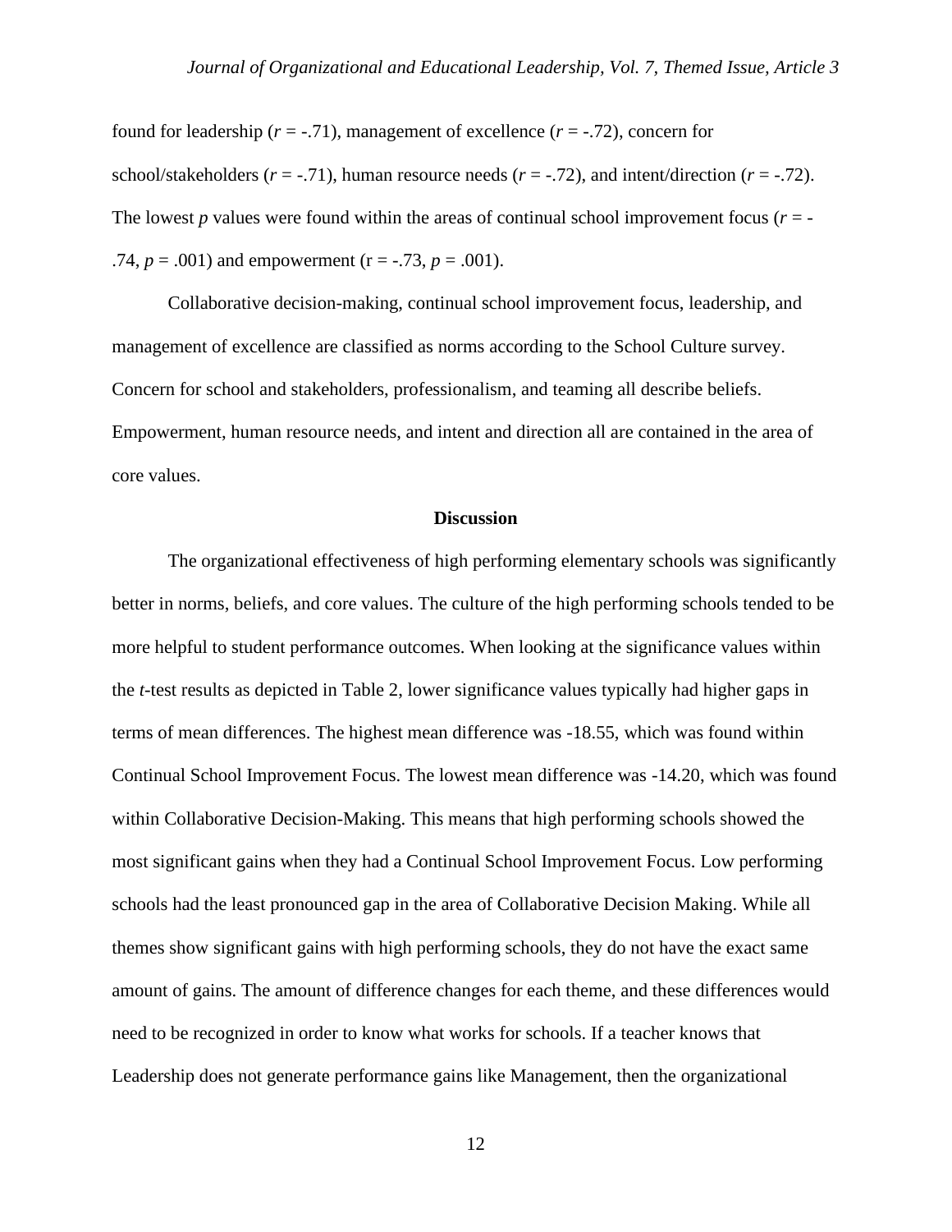found for leadership ($r = -.71$), management of excellence ($r = -.72$), concern for school/stakeholders ($r = -.71$), human resource needs ($r = -.72$), and intent/direction ($r = -.72$). The lowest $p$ values were found within the areas of continual school improvement focus ($r = -.74$, $p = .001$) and empowerment ($r = -.73$, $p = .001$).

Collaborative decision-making, continual school improvement focus, leadership, and management of excellence are classified as norms according to the School Culture survey. Concern for school and stakeholders, professionalism, and teaming all describe beliefs. Empowerment, human resource needs, and intent and direction all are contained in the area of core values.

## Discussion

The organizational effectiveness of high performing elementary schools was significantly better in norms, beliefs, and core values. The culture of the high performing schools tended to be more helpful to student performance outcomes. When looking at the significance values within the $t$-test results as depicted in Table 2, lower significance values typically had higher gaps in terms of mean differences. The highest mean difference was -18.55, which was found within Continual School Improvement Focus. The lowest mean difference was -14.20, which was found within Collaborative Decision-Making. This means that high performing schools showed the most significant gains when they had a Continual School Improvement Focus. Low performing schools had the least pronounced gap in the area of Collaborative Decision Making. While all themes show significant gains with high performing schools, they do not have the exact same amount of gains. The amount of difference changes for each theme, and these differences would need to be recognized in order to know what works for schools. If a teacher knows that Leadership does not generate performance gains like Management, then the organizational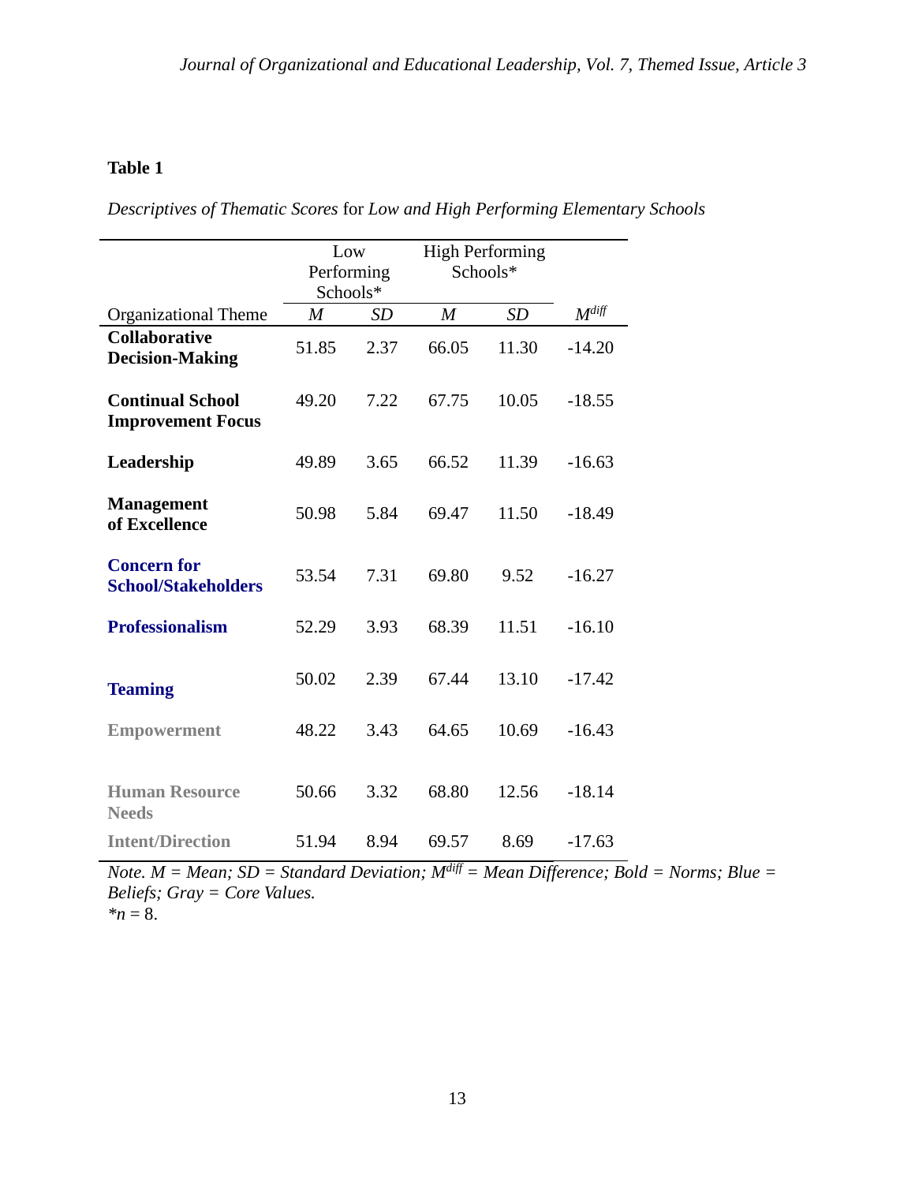**Table 1**

*Descriptives of Thematic Scores* for *Low and High Performing Elementary Schools*

| | Low Performing Schools* | | High Performing Schools* | | |
|---|---|---|---|---|---|
| Organizational Theme | *M* | *SD* | *M* | *SD* | $M^{diff}$ |
| **Collaborative Decision-Making** | 51.85 | 2.37 | 66.05 | 11.30 | -14.20 |
| **Continual School Improvement Focus** | 49.20 | 7.22 | 67.75 | 10.05 | -18.55 |
| **Leadership** | 49.89 | 3.65 | 66.52 | 11.39 | -16.63 |
| **Management of Excellence** | 50.98 | 5.84 | 69.47 | 11.50 | -18.49 |
| **Concern for School/Stakeholders** | 53.54 | 7.31 | 69.80 | 9.52 | -16.27 |
| **Professionalism** | 52.29 | 3.93 | 68.39 | 11.51 | -16.10 |
| **Teaming** | 50.02 | 2.39 | 67.44 | 13.10 | -17.42 |
| **Empowerment** | 48.22 | 3.43 | 64.65 | 10.69 | -16.43 |
| **Human Resource Needs** | 50.66 | 3.32 | 68.80 | 12.56 | -18.14 |
| **Intent/Direction** | 51.94 | 8.94 | 69.57 | 8.69 | -17.63 |

*Note. M = Mean; SD = Standard Deviation;* $M^{diff}$ *= Mean Difference; Bold = Norms; Blue = Beliefs; Gray = Core Values.*
*$n$ = 8.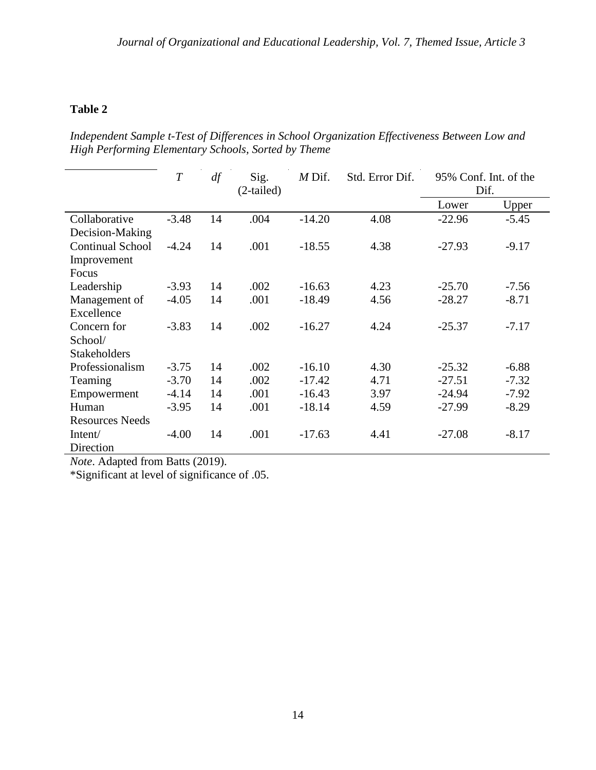**Table 2**

*Independent Sample t-Test of Differences in School Organization Effectiveness Between Low and High Performing Elementary Schools, Sorted by Theme*

| | *T* | *df* | Sig. (2-tailed) | *M* Dif. | Std. Error Dif. | 95% Conf. Int. of the Dif. | |
|---|---|---|---|---|---|---|---|
| | | | | | | Lower | Upper |
| Collaborative Decision-Making | -3.48 | 14 | .004 | -14.20 | 4.08 | -22.96 | -5.45 |
| Continual School Improvement Focus | -4.24 | 14 | .001 | -18.55 | 4.38 | -27.93 | -9.17 |
| Leadership | -3.93 | 14 | .002 | -16.63 | 4.23 | -25.70 | -7.56 |
| Management of Excellence | -4.05 | 14 | .001 | -18.49 | 4.56 | -28.27 | -8.71 |
| Concern for School/ Stakeholders | -3.83 | 14 | .002 | -16.27 | 4.24 | -25.37 | -7.17 |
| Professionalism | -3.75 | 14 | .002 | -16.10 | 4.30 | -25.32 | -6.88 |
| Teaming | -3.70 | 14 | .002 | -17.42 | 4.71 | -27.51 | -7.32 |
| Empowerment | -4.14 | 14 | .001 | -16.43 | 3.97 | -24.94 | -7.92 |
| Human Resources Needs | -3.95 | 14 | .001 | -18.14 | 4.59 | -27.99 | -8.29 |
| Intent/ Direction | -4.00 | 14 | .001 | -17.63 | 4.41 | -27.08 | -8.17 |

*Note*. Adapted from Batts (2019).
*Significant at level of significance of .05.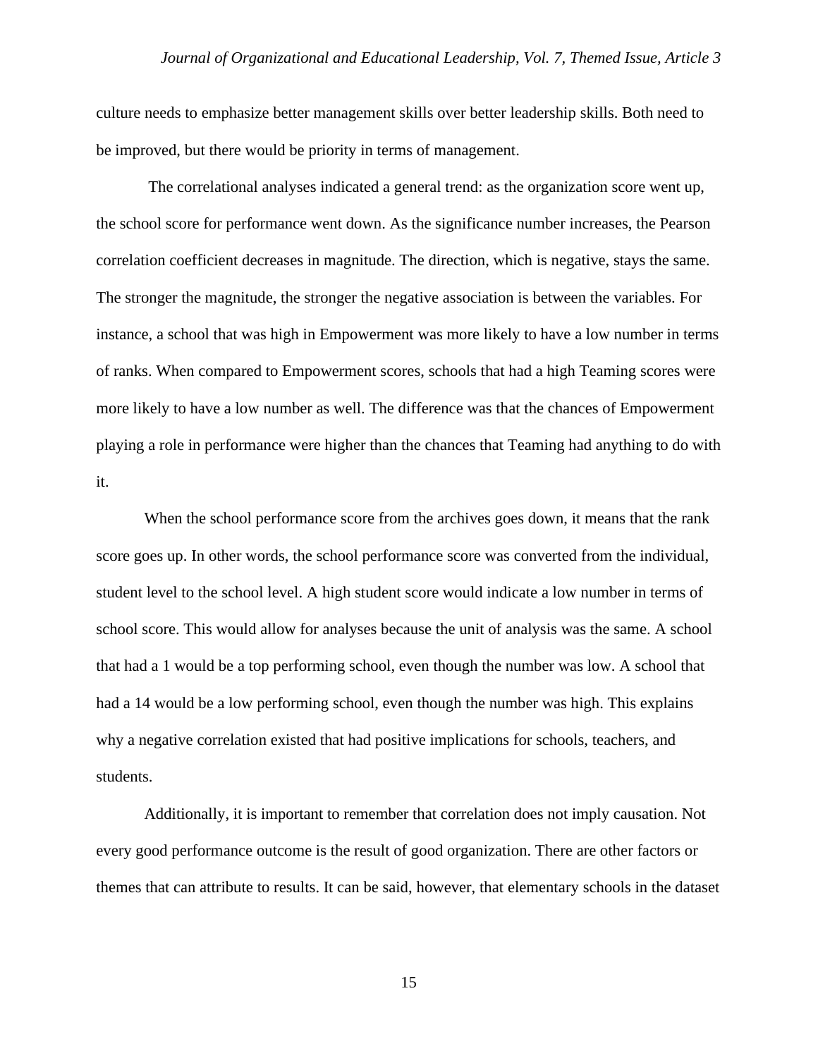culture needs to emphasize better management skills over better leadership skills. Both need to be improved, but there would be priority in terms of management.

The correlational analyses indicated a general trend: as the organization score went up, the school score for performance went down. As the significance number increases, the Pearson correlation coefficient decreases in magnitude. The direction, which is negative, stays the same. The stronger the magnitude, the stronger the negative association is between the variables. For instance, a school that was high in Empowerment was more likely to have a low number in terms of ranks. When compared to Empowerment scores, schools that had a high Teaming scores were more likely to have a low number as well. The difference was that the chances of Empowerment playing a role in performance were higher than the chances that Teaming had anything to do with it.

When the school performance score from the archives goes down, it means that the rank score goes up. In other words, the school performance score was converted from the individual, student level to the school level. A high student score would indicate a low number in terms of school score. This would allow for analyses because the unit of analysis was the same. A school that had a 1 would be a top performing school, even though the number was low. A school that had a 14 would be a low performing school, even though the number was high. This explains why a negative correlation existed that had positive implications for schools, teachers, and students.

Additionally, it is important to remember that correlation does not imply causation. Not every good performance outcome is the result of good organization. There are other factors or themes that can attribute to results. It can be said, however, that elementary schools in the dataset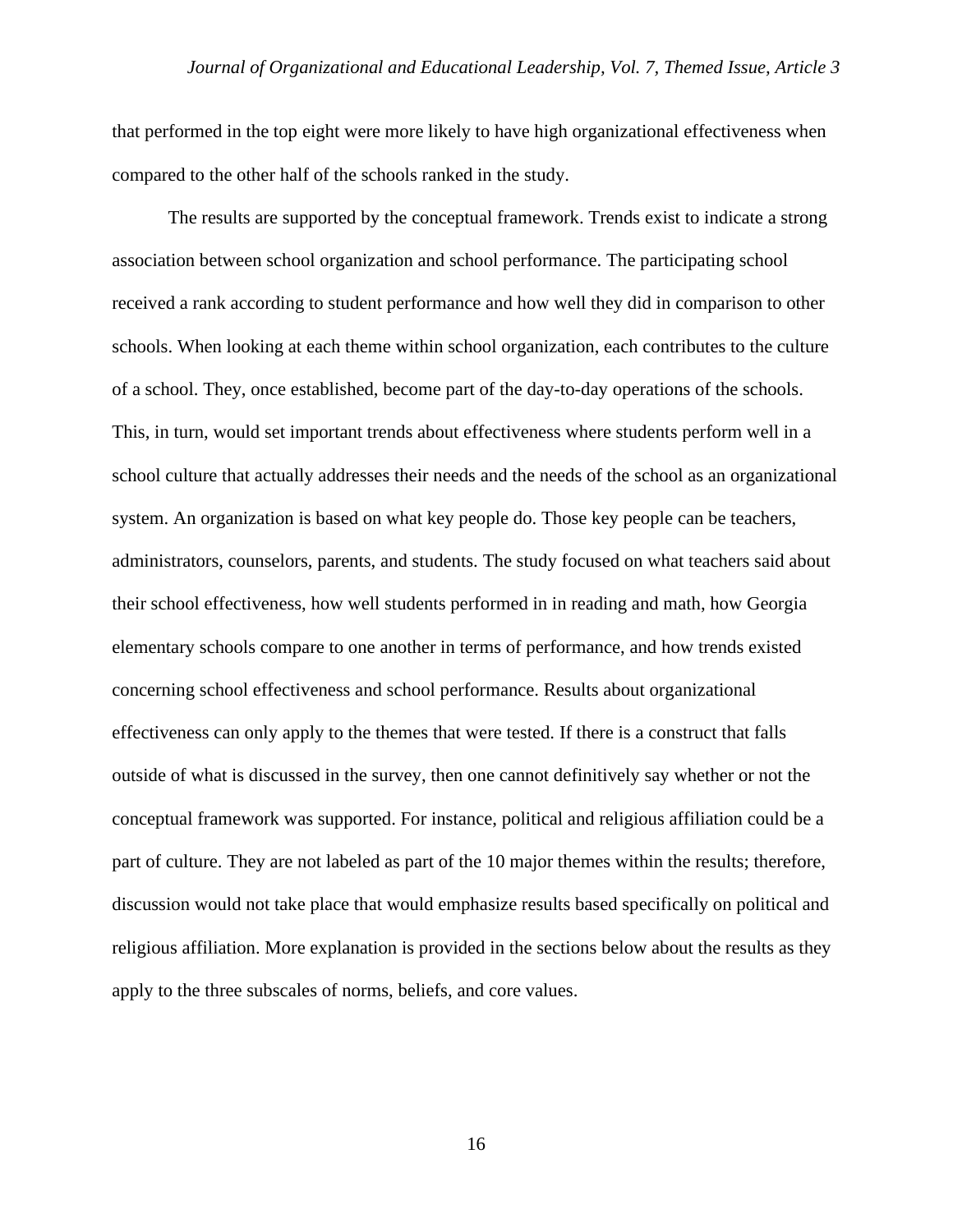that performed in the top eight were more likely to have high organizational effectiveness when compared to the other half of the schools ranked in the study.

The results are supported by the conceptual framework. Trends exist to indicate a strong association between school organization and school performance. The participating school received a rank according to student performance and how well they did in comparison to other schools. When looking at each theme within school organization, each contributes to the culture of a school. They, once established, become part of the day-to-day operations of the schools. This, in turn, would set important trends about effectiveness where students perform well in a school culture that actually addresses their needs and the needs of the school as an organizational system. An organization is based on what key people do. Those key people can be teachers, administrators, counselors, parents, and students. The study focused on what teachers said about their school effectiveness, how well students performed in in reading and math, how Georgia elementary schools compare to one another in terms of performance, and how trends existed concerning school effectiveness and school performance. Results about organizational effectiveness can only apply to the themes that were tested. If there is a construct that falls outside of what is discussed in the survey, then one cannot definitively say whether or not the conceptual framework was supported. For instance, political and religious affiliation could be a part of culture. They are not labeled as part of the 10 major themes within the results; therefore, discussion would not take place that would emphasize results based specifically on political and religious affiliation. More explanation is provided in the sections below about the results as they apply to the three subscales of norms, beliefs, and core values.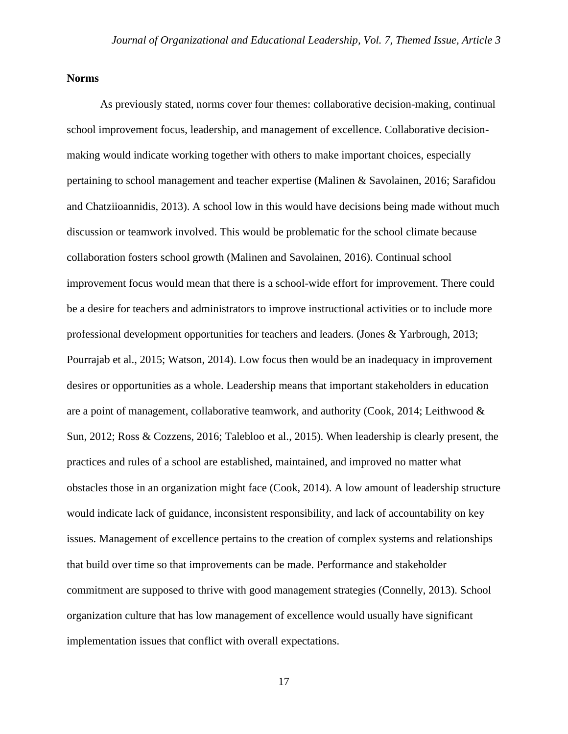**Norms**

As previously stated, norms cover four themes: collaborative decision-making, continual school improvement focus, leadership, and management of excellence. Collaborative decision-making would indicate working together with others to make important choices, especially pertaining to school management and teacher expertise (Malinen & Savolainen, 2016; Sarafidou and Chatziioannidis, 2013). A school low in this would have decisions being made without much discussion or teamwork involved. This would be problematic for the school climate because collaboration fosters school growth (Malinen and Savolainen, 2016). Continual school improvement focus would mean that there is a school-wide effort for improvement. There could be a desire for teachers and administrators to improve instructional activities or to include more professional development opportunities for teachers and leaders. (Jones & Yarbrough, 2013; Pourrajab et al., 2015; Watson, 2014). Low focus then would be an inadequacy in improvement desires or opportunities as a whole. Leadership means that important stakeholders in education are a point of management, collaborative teamwork, and authority (Cook, 2014; Leithwood & Sun, 2012; Ross & Cozzens, 2016; Talebloo et al., 2015). When leadership is clearly present, the practices and rules of a school are established, maintained, and improved no matter what obstacles those in an organization might face (Cook, 2014). A low amount of leadership structure would indicate lack of guidance, inconsistent responsibility, and lack of accountability on key issues. Management of excellence pertains to the creation of complex systems and relationships that build over time so that improvements can be made. Performance and stakeholder commitment are supposed to thrive with good management strategies (Connelly, 2013). School organization culture that has low management of excellence would usually have significant implementation issues that conflict with overall expectations.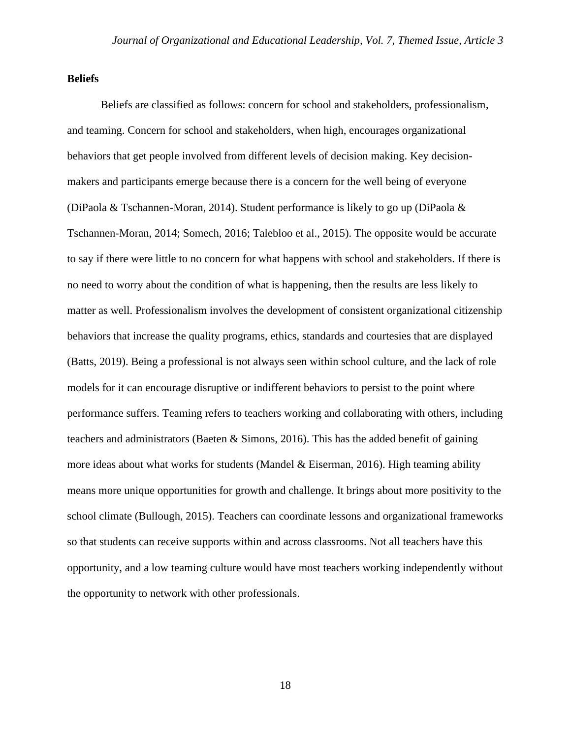**Beliefs**

Beliefs are classified as follows: concern for school and stakeholders, professionalism, and teaming. Concern for school and stakeholders, when high, encourages organizational behaviors that get people involved from different levels of decision making. Key decision-makers and participants emerge because there is a concern for the well being of everyone (DiPaola & Tschannen-Moran, 2014). Student performance is likely to go up (DiPaola & Tschannen-Moran, 2014; Somech, 2016; Talebloo et al., 2015). The opposite would be accurate to say if there were little to no concern for what happens with school and stakeholders. If there is no need to worry about the condition of what is happening, then the results are less likely to matter as well. Professionalism involves the development of consistent organizational citizenship behaviors that increase the quality programs, ethics, standards and courtesies that are displayed (Batts, 2019). Being a professional is not always seen within school culture, and the lack of role models for it can encourage disruptive or indifferent behaviors to persist to the point where performance suffers. Teaming refers to teachers working and collaborating with others, including teachers and administrators (Baeten & Simons, 2016). This has the added benefit of gaining more ideas about what works for students (Mandel & Eiserman, 2016). High teaming ability means more unique opportunities for growth and challenge. It brings about more positivity to the school climate (Bullough, 2015). Teachers can coordinate lessons and organizational frameworks so that students can receive supports within and across classrooms. Not all teachers have this opportunity, and a low teaming culture would have most teachers working independently without the opportunity to network with other professionals.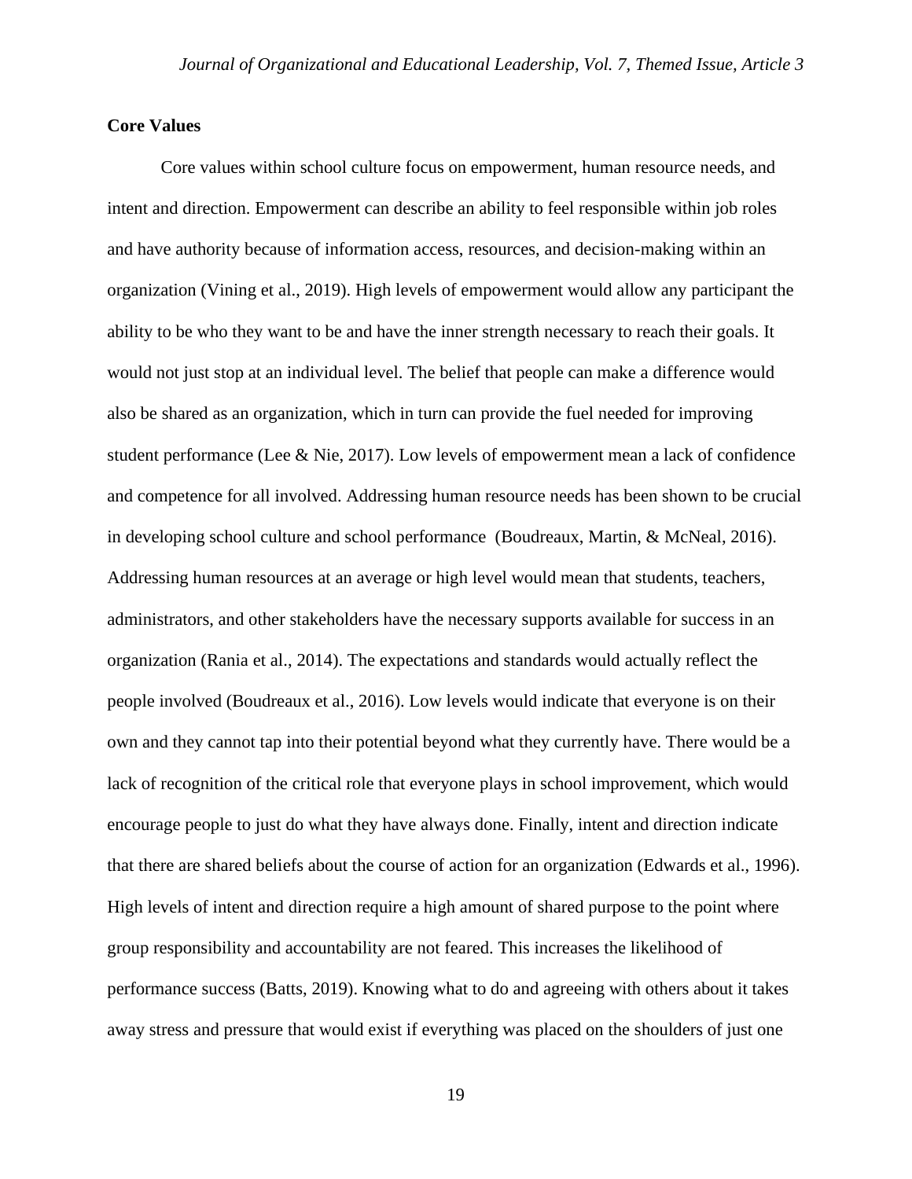## Core Values

Core values within school culture focus on empowerment, human resource needs, and intent and direction. Empowerment can describe an ability to feel responsible within job roles and have authority because of information access, resources, and decision-making within an organization (Vining et al., 2019). High levels of empowerment would allow any participant the ability to be who they want to be and have the inner strength necessary to reach their goals. It would not just stop at an individual level. The belief that people can make a difference would also be shared as an organization, which in turn can provide the fuel needed for improving student performance (Lee & Nie, 2017). Low levels of empowerment mean a lack of confidence and competence for all involved. Addressing human resource needs has been shown to be crucial in developing school culture and school performance (Boudreaux, Martin, & McNeal, 2016). Addressing human resources at an average or high level would mean that students, teachers, administrators, and other stakeholders have the necessary supports available for success in an organization (Rania et al., 2014). The expectations and standards would actually reflect the people involved (Boudreaux et al., 2016). Low levels would indicate that everyone is on their own and they cannot tap into their potential beyond what they currently have. There would be a lack of recognition of the critical role that everyone plays in school improvement, which would encourage people to just do what they have always done. Finally, intent and direction indicate that there are shared beliefs about the course of action for an organization (Edwards et al., 1996). High levels of intent and direction require a high amount of shared purpose to the point where group responsibility and accountability are not feared. This increases the likelihood of performance success (Batts, 2019). Knowing what to do and agreeing with others about it takes away stress and pressure that would exist if everything was placed on the shoulders of just one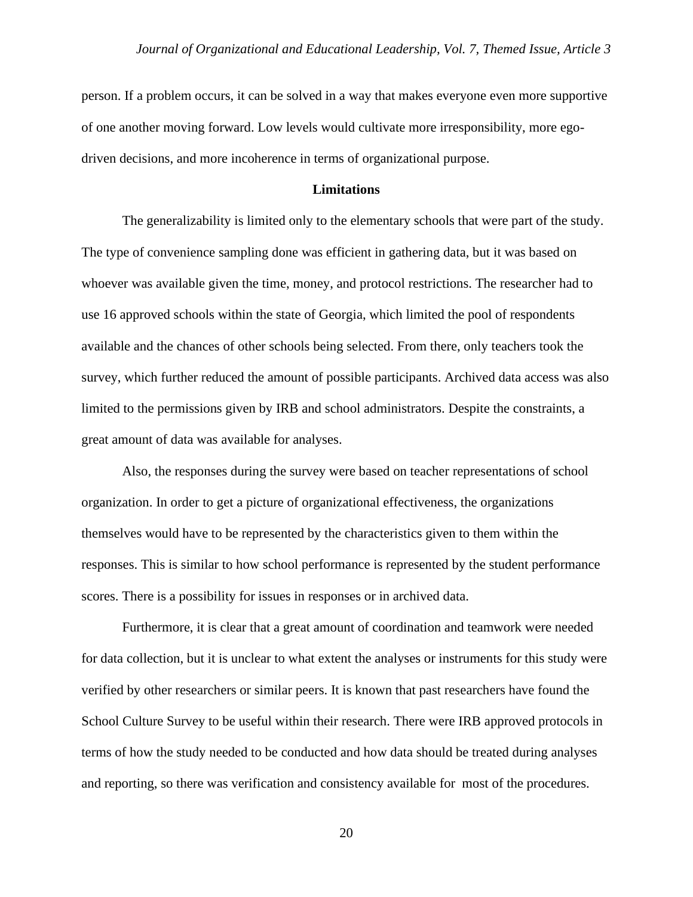person. If a problem occurs, it can be solved in a way that makes everyone even more supportive of one another moving forward. Low levels would cultivate more irresponsibility, more ego-driven decisions, and more incoherence in terms of organizational purpose.

## Limitations

The generalizability is limited only to the elementary schools that were part of the study. The type of convenience sampling done was efficient in gathering data, but it was based on whoever was available given the time, money, and protocol restrictions. The researcher had to use 16 approved schools within the state of Georgia, which limited the pool of respondents available and the chances of other schools being selected. From there, only teachers took the survey, which further reduced the amount of possible participants. Archived data access was also limited to the permissions given by IRB and school administrators. Despite the constraints, a great amount of data was available for analyses.

Also, the responses during the survey were based on teacher representations of school organization. In order to get a picture of organizational effectiveness, the organizations themselves would have to be represented by the characteristics given to them within the responses. This is similar to how school performance is represented by the student performance scores. There is a possibility for issues in responses or in archived data.

Furthermore, it is clear that a great amount of coordination and teamwork were needed for data collection, but it is unclear to what extent the analyses or instruments for this study were verified by other researchers or similar peers. It is known that past researchers have found the School Culture Survey to be useful within their research. There were IRB approved protocols in terms of how the study needed to be conducted and how data should be treated during analyses and reporting, so there was verification and consistency available for most of the procedures.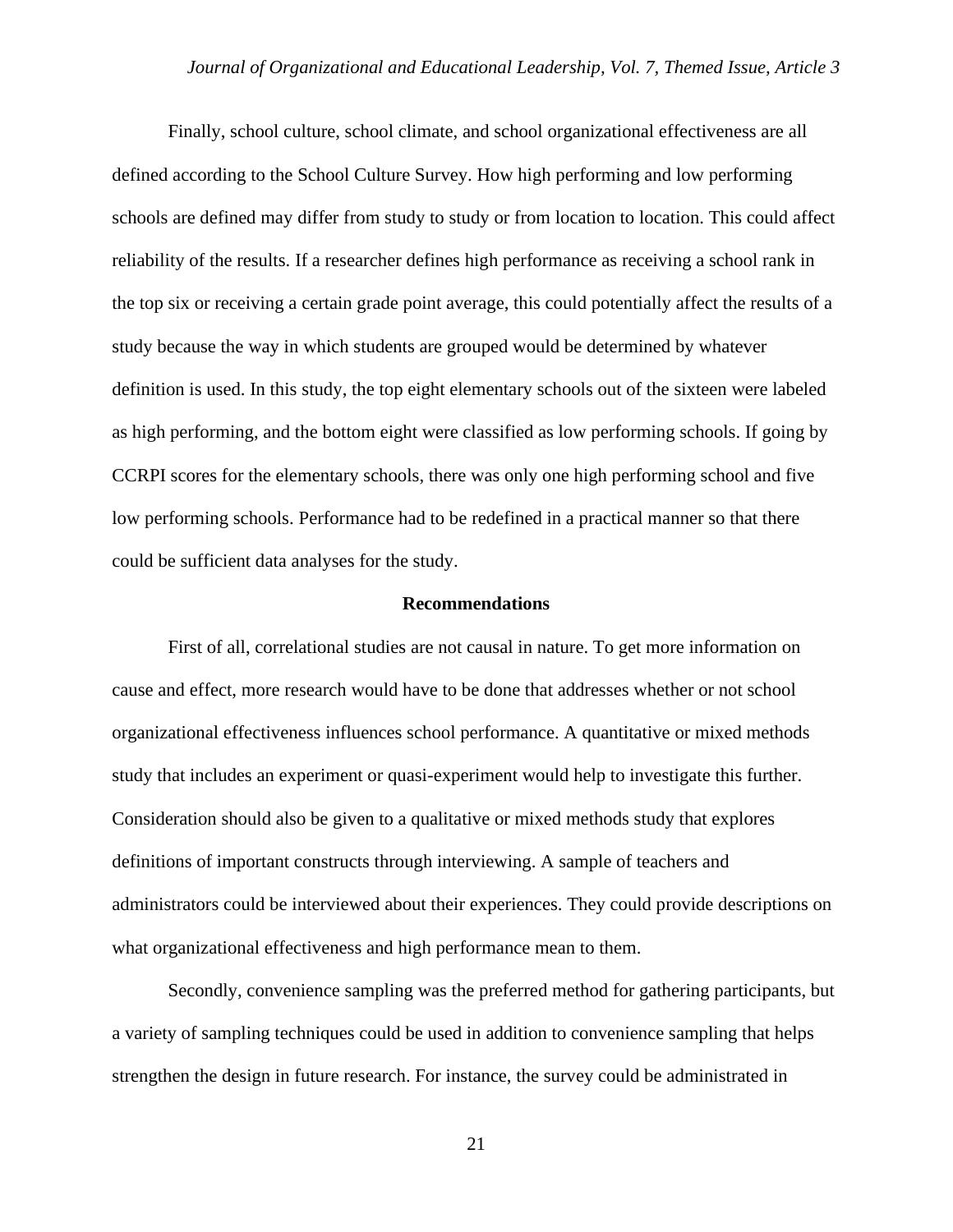Finally, school culture, school climate, and school organizational effectiveness are all defined according to the School Culture Survey. How high performing and low performing schools are defined may differ from study to study or from location to location. This could affect reliability of the results. If a researcher defines high performance as receiving a school rank in the top six or receiving a certain grade point average, this could potentially affect the results of a study because the way in which students are grouped would be determined by whatever definition is used. In this study, the top eight elementary schools out of the sixteen were labeled as high performing, and the bottom eight were classified as low performing schools. If going by CCRPI scores for the elementary schools, there was only one high performing school and five low performing schools. Performance had to be redefined in a practical manner so that there could be sufficient data analyses for the study.

## Recommendations

First of all, correlational studies are not causal in nature. To get more information on cause and effect, more research would have to be done that addresses whether or not school organizational effectiveness influences school performance. A quantitative or mixed methods study that includes an experiment or quasi-experiment would help to investigate this further. Consideration should also be given to a qualitative or mixed methods study that explores definitions of important constructs through interviewing. A sample of teachers and administrators could be interviewed about their experiences. They could provide descriptions on what organizational effectiveness and high performance mean to them.

Secondly, convenience sampling was the preferred method for gathering participants, but a variety of sampling techniques could be used in addition to convenience sampling that helps strengthen the design in future research. For instance, the survey could be administrated in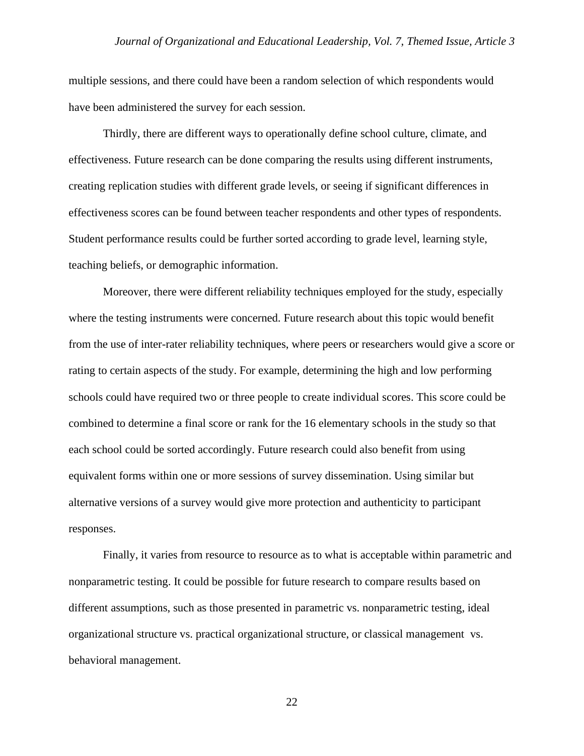multiple sessions, and there could have been a random selection of which respondents would have been administered the survey for each session.

Thirdly, there are different ways to operationally define school culture, climate, and effectiveness. Future research can be done comparing the results using different instruments, creating replication studies with different grade levels, or seeing if significant differences in effectiveness scores can be found between teacher respondents and other types of respondents. Student performance results could be further sorted according to grade level, learning style, teaching beliefs, or demographic information.

Moreover, there were different reliability techniques employed for the study, especially where the testing instruments were concerned. Future research about this topic would benefit from the use of inter-rater reliability techniques, where peers or researchers would give a score or rating to certain aspects of the study. For example, determining the high and low performing schools could have required two or three people to create individual scores. This score could be combined to determine a final score or rank for the 16 elementary schools in the study so that each school could be sorted accordingly. Future research could also benefit from using equivalent forms within one or more sessions of survey dissemination. Using similar but alternative versions of a survey would give more protection and authenticity to participant responses.

Finally, it varies from resource to resource as to what is acceptable within parametric and nonparametric testing. It could be possible for future research to compare results based on different assumptions, such as those presented in parametric vs. nonparametric testing, ideal organizational structure vs. practical organizational structure, or classical management vs. behavioral management.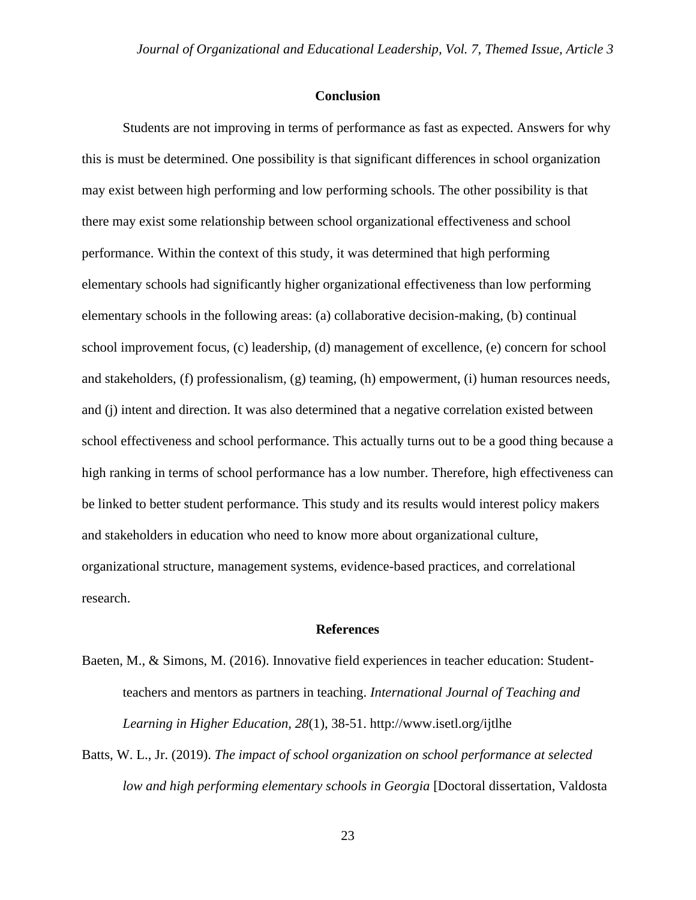## Conclusion

Students are not improving in terms of performance as fast as expected. Answers for why this is must be determined. One possibility is that significant differences in school organization may exist between high performing and low performing schools. The other possibility is that there may exist some relationship between school organizational effectiveness and school performance. Within the context of this study, it was determined that high performing elementary schools had significantly higher organizational effectiveness than low performing elementary schools in the following areas: (a) collaborative decision-making, (b) continual school improvement focus, (c) leadership, (d) management of excellence, (e) concern for school and stakeholders, (f) professionalism, (g) teaming, (h) empowerment, (i) human resources needs, and (j) intent and direction. It was also determined that a negative correlation existed between school effectiveness and school performance. This actually turns out to be a good thing because a high ranking in terms of school performance has a low number. Therefore, high effectiveness can be linked to better student performance. This study and its results would interest policy makers and stakeholders in education who need to know more about organizational culture, organizational structure, management systems, evidence-based practices, and correlational research.

## References

Baeten, M., & Simons, M. (2016). Innovative field experiences in teacher education: Student-teachers and mentors as partners in teaching. *International Journal of Teaching and Learning in Higher Education, 28*(1), 38-51. http://www.isetl.org/ijtlhe

Batts, W. L., Jr. (2019). *The impact of school organization on school performance at selected low and high performing elementary schools in Georgia* [Doctoral dissertation, Valdosta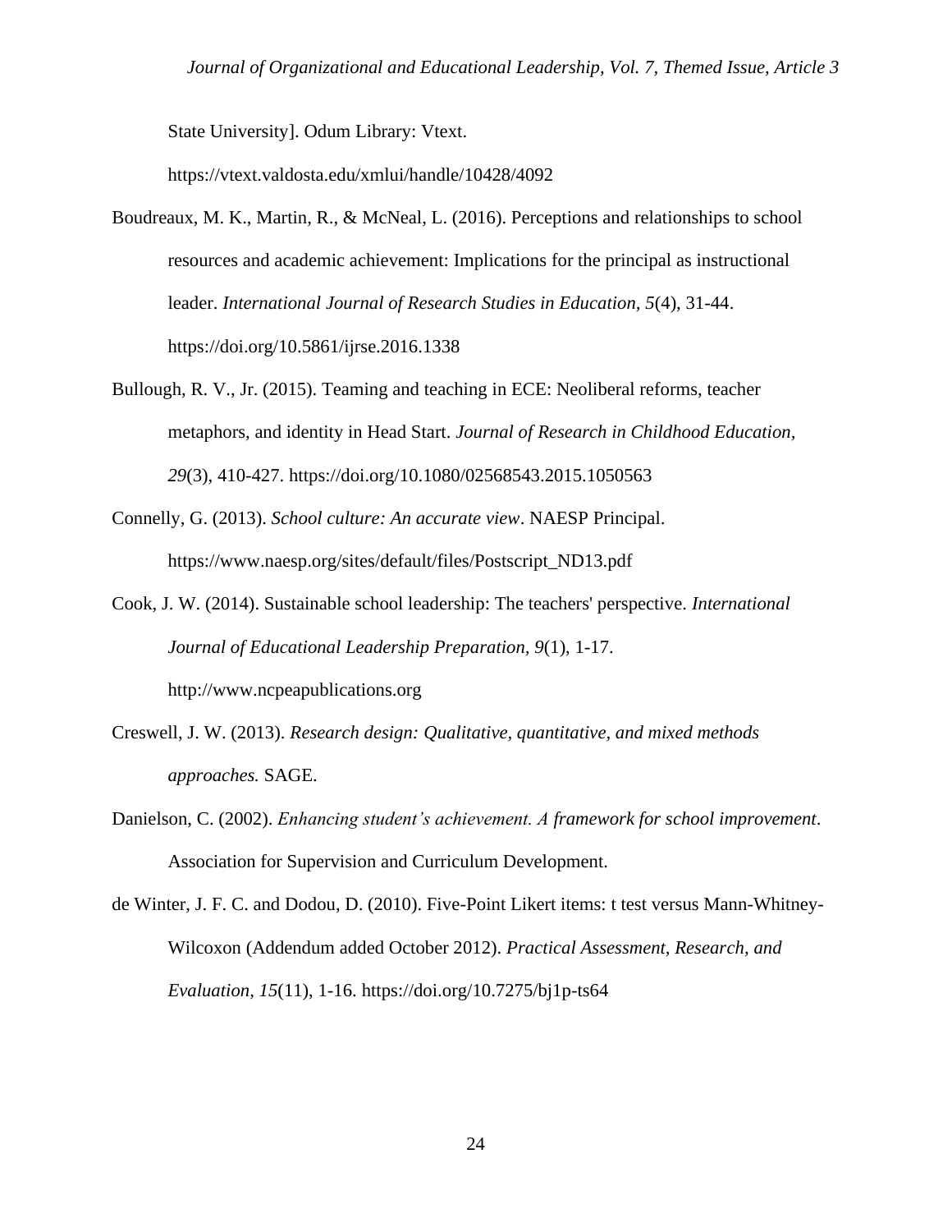State University]. Odum Library: Vtext. https://vtext.valdosta.edu/xmlui/handle/10428/4092

Boudreaux, M. K., Martin, R., & McNeal, L. (2016). Perceptions and relationships to school resources and academic achievement: Implications for the principal as instructional leader. *International Journal of Research Studies in Education, 5*(4), 31-44. https://doi.org/10.5861/ijrse.2016.1338

Bullough, R. V., Jr. (2015). Teaming and teaching in ECE: Neoliberal reforms, teacher metaphors, and identity in Head Start. *Journal of Research in Childhood Education, 29*(3), 410-427. https://doi.org/10.1080/02568543.2015.1050563

Connelly, G. (2013). *School culture: An accurate view*. NAESP Principal. https://www.naesp.org/sites/default/files/Postscript_ND13.pdf

Cook, J. W. (2014). Sustainable school leadership: The teachers' perspective. *International Journal of Educational Leadership Preparation, 9*(1), 1-17. http://www.ncpeapublications.org

Creswell, J. W. (2013). *Research design: Qualitative, quantitative, and mixed methods approaches.* SAGE.

Danielson, C. (2002). *Enhancing student's achievement. A framework for school improvement*. Association for Supervision and Curriculum Development.

de Winter, J. F. C. and Dodou, D. (2010). Five-Point Likert items: t test versus Mann-Whitney-Wilcoxon (Addendum added October 2012). *Practical Assessment, Research, and Evaluation, 15*(11), 1-16. https://doi.org/10.7275/bj1p-ts64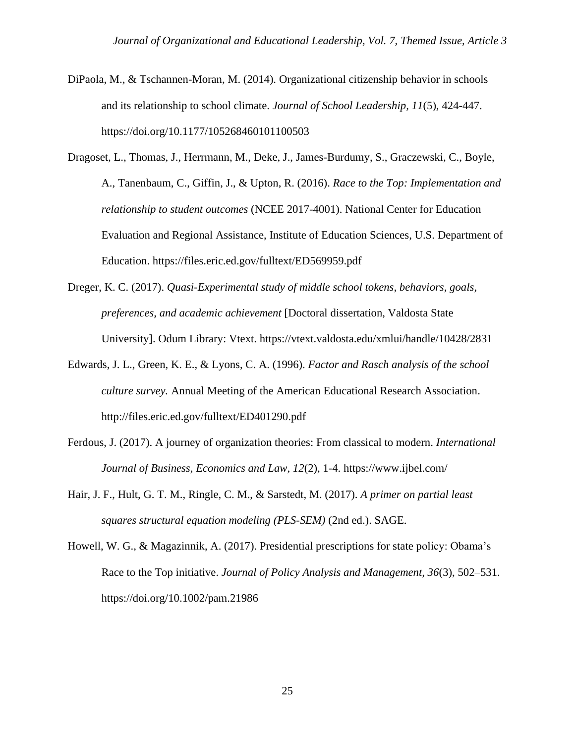DiPaola, M., & Tschannen-Moran, M. (2014). Organizational citizenship behavior in schools and its relationship to school climate. *Journal of School Leadership, 11*(5), 424-447. https://doi.org/10.1177/105268460101100503

Dragoset, L., Thomas, J., Herrmann, M., Deke, J., James-Burdumy, S., Graczewski, C., Boyle, A., Tanenbaum, C., Giffin, J., & Upton, R. (2016). *Race to the Top: Implementation and relationship to student outcomes* (NCEE 2017-4001). National Center for Education Evaluation and Regional Assistance, Institute of Education Sciences, U.S. Department of Education. https://files.eric.ed.gov/fulltext/ED569959.pdf

Dreger, K. C. (2017). *Quasi-Experimental study of middle school tokens, behaviors, goals, preferences, and academic achievement* [Doctoral dissertation, Valdosta State University]. Odum Library: Vtext. https://vtext.valdosta.edu/xmlui/handle/10428/2831

Edwards, J. L., Green, K. E., & Lyons, C. A. (1996). *Factor and Rasch analysis of the school culture survey.* Annual Meeting of the American Educational Research Association. http://files.eric.ed.gov/fulltext/ED401290.pdf

Ferdous, J. (2017). A journey of organization theories: From classical to modern. *International Journal of Business, Economics and Law, 12*(2), 1-4. https://www.ijbel.com/

Hair, J. F., Hult, G. T. M., Ringle, C. M., & Sarstedt, M. (2017). *A primer on partial least squares structural equation modeling (PLS-SEM)* (2nd ed.). SAGE.

Howell, W. G., & Magazinnik, A. (2017). Presidential prescriptions for state policy: Obama's Race to the Top initiative. *Journal of Policy Analysis and Management, 36*(3), 502–531. https://doi.org/10.1002/pam.21986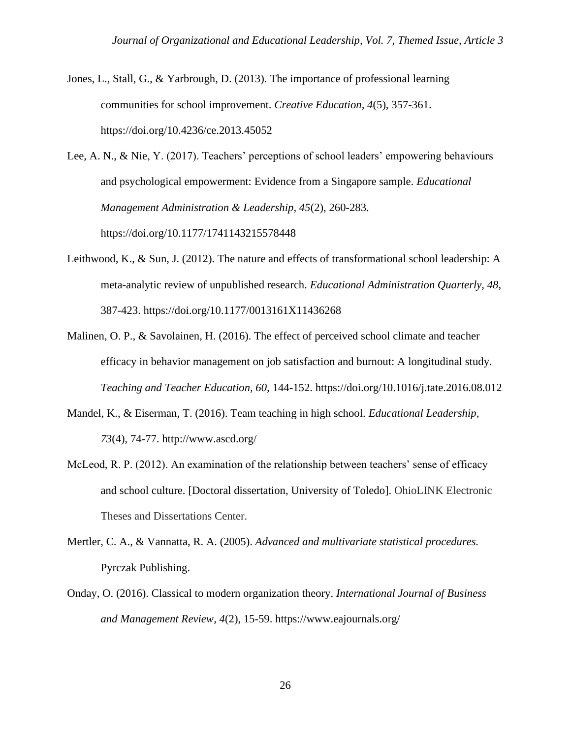Jones, L., Stall, G., & Yarbrough, D. (2013). The importance of professional learning communities for school improvement. *Creative Education, 4*(5), 357-361. https://doi.org/10.4236/ce.2013.45052

Lee, A. N., & Nie, Y. (2017). Teachers' perceptions of school leaders' empowering behaviours and psychological empowerment: Evidence from a Singapore sample. *Educational Management Administration & Leadership, 45*(2), 260-283. https://doi.org/10.1177/1741143215578448

Leithwood, K., & Sun, J. (2012). The nature and effects of transformational school leadership: A meta-analytic review of unpublished research. *Educational Administration Quarterly, 48*, 387-423. https://doi.org/10.1177/0013161X11436268

Malinen, O. P., & Savolainen, H. (2016). The effect of perceived school climate and teacher efficacy in behavior management on job satisfaction and burnout: A longitudinal study. *Teaching and Teacher Education, 60*, 144-152. https://doi.org/10.1016/j.tate.2016.08.012

Mandel, K., & Eiserman, T. (2016). Team teaching in high school. *Educational Leadership, 73*(4), 74-77. http://www.ascd.org/

McLeod, R. P. (2012). An examination of the relationship between teachers' sense of efficacy and school culture. [Doctoral dissertation, University of Toledo]. OhioLINK Electronic Theses and Dissertations Center.

Mertler, C. A., & Vannatta, R. A. (2005). *Advanced and multivariate statistical procedures.* Pyrczak Publishing.

Onday, O. (2016). Classical to modern organization theory. *International Journal of Business and Management Review, 4*(2), 15-59. https://www.eajournals.org/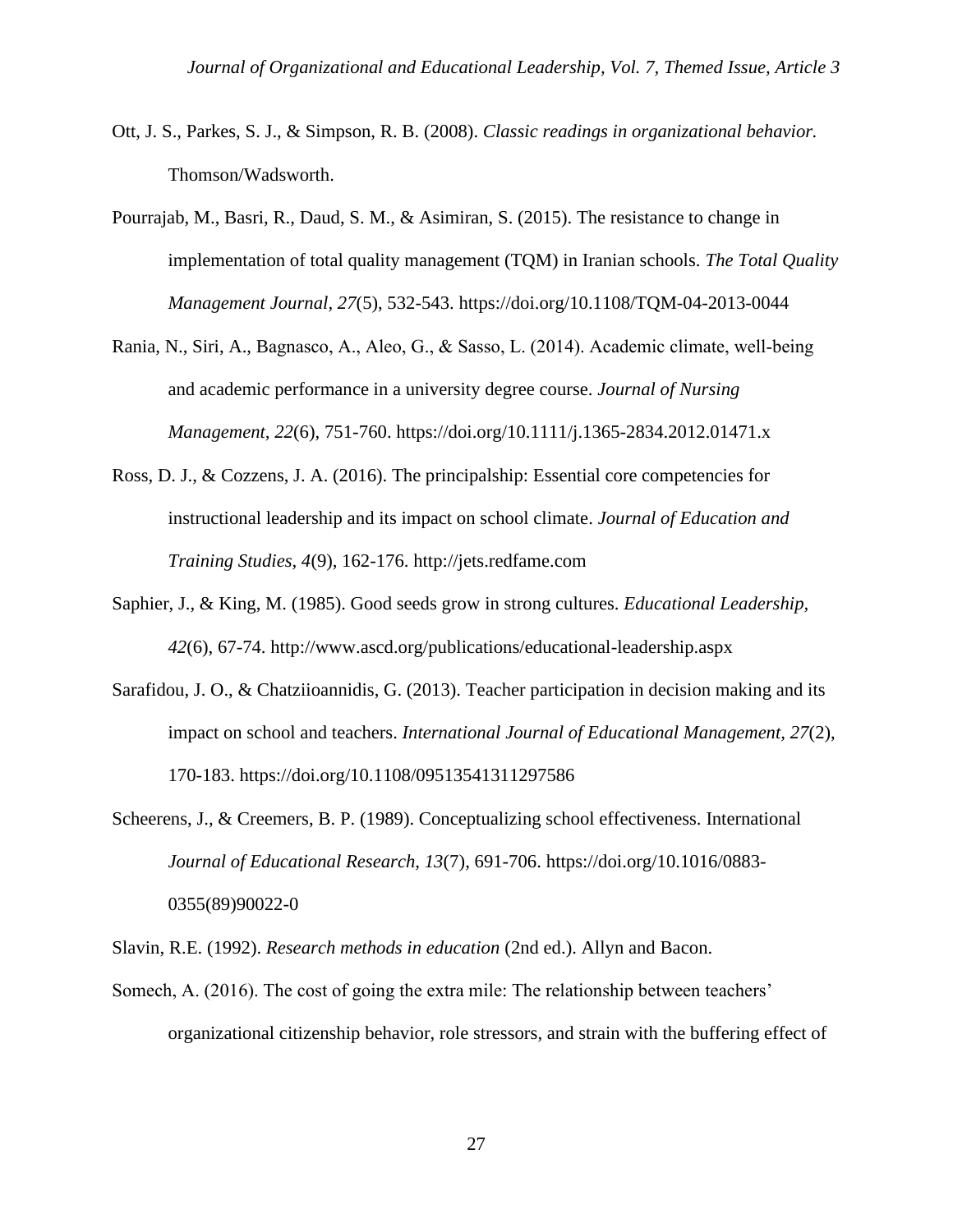Ott, J. S., Parkes, S. J., & Simpson, R. B. (2008). *Classic readings in organizational behavior.* Thomson/Wadsworth.

Pourrajab, M., Basri, R., Daud, S. M., & Asimiran, S. (2015). The resistance to change in implementation of total quality management (TQM) in Iranian schools. *The Total Quality Management Journal, 27*(5), 532-543. https://doi.org/10.1108/TQM-04-2013-0044

Rania, N., Siri, A., Bagnasco, A., Aleo, G., & Sasso, L. (2014). Academic climate, well-being and academic performance in a university degree course. *Journal of Nursing Management, 22*(6), 751-760. https://doi.org/10.1111/j.1365-2834.2012.01471.x

Ross, D. J., & Cozzens, J. A. (2016). The principalship: Essential core competencies for instructional leadership and its impact on school climate. *Journal of Education and Training Studies, 4*(9), 162-176. http://jets.redfame.com

Saphier, J., & King, M. (1985). Good seeds grow in strong cultures. *Educational Leadership, 42*(6), 67-74. http://www.ascd.org/publications/educational-leadership.aspx

Sarafidou, J. O., & Chatziioannidis, G. (2013). Teacher participation in decision making and its impact on school and teachers. *International Journal of Educational Management, 27*(2), 170-183. https://doi.org/10.1108/09513541311297586

Scheerens, J., & Creemers, B. P. (1989). Conceptualizing school effectiveness. International *Journal of Educational Research, 13*(7), 691-706. https://doi.org/10.1016/0883-0355(89)90022-0

Slavin, R.E. (1992). *Research methods in education* (2nd ed.). Allyn and Bacon.

Somech, A. (2016). The cost of going the extra mile: The relationship between teachers' organizational citizenship behavior, role stressors, and strain with the buffering effect of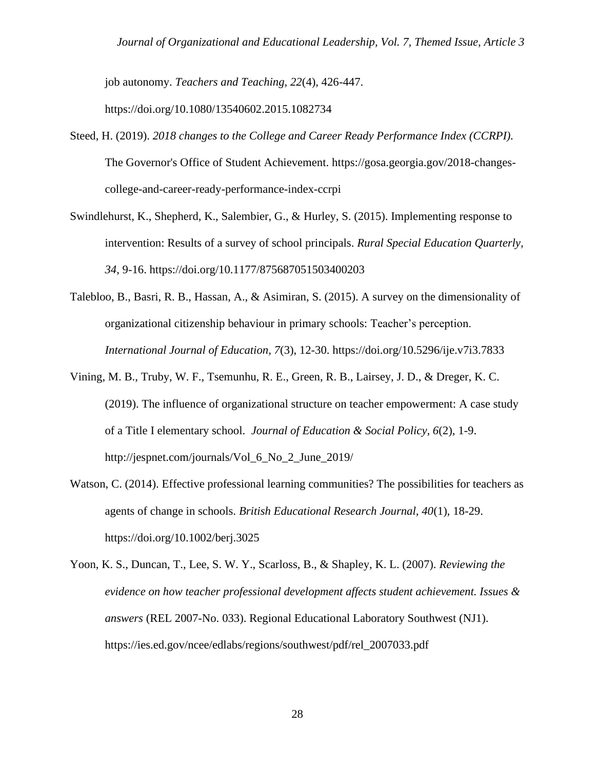job autonomy. *Teachers and Teaching, 22*(4), 426-447. https://doi.org/10.1080/13540602.2015.1082734

Steed, H. (2019). *2018 changes to the College and Career Ready Performance Index (CCRPI).* The Governor's Office of Student Achievement. https://gosa.georgia.gov/2018-changes-college-and-career-ready-performance-index-ccrpi

Swindlehurst, K., Shepherd, K., Salembier, G., & Hurley, S. (2015). Implementing response to intervention: Results of a survey of school principals. *Rural Special Education Quarterly, 34*, 9-16. https://doi.org/10.1177/875687051503400203

Talebloo, B., Basri, R. B., Hassan, A., & Asimiran, S. (2015). A survey on the dimensionality of organizational citizenship behaviour in primary schools: Teacher's perception. *International Journal of Education, 7*(3), 12-30. https://doi.org/10.5296/ije.v7i3.7833

Vining, M. B., Truby, W. F., Tsemunhu, R. E., Green, R. B., Lairsey, J. D., & Dreger, K. C. (2019). The influence of organizational structure on teacher empowerment: A case study of a Title I elementary school. *Journal of Education & Social Policy, 6*(2), 1-9. http://jespnet.com/journals/Vol_6_No_2_June_2019/

Watson, C. (2014). Effective professional learning communities? The possibilities for teachers as agents of change in schools. *British Educational Research Journal, 40*(1), 18-29. https://doi.org/10.1002/berj.3025

Yoon, K. S., Duncan, T., Lee, S. W. Y., Scarloss, B., & Shapley, K. L. (2007). *Reviewing the evidence on how teacher professional development affects student achievement. Issues & answers* (REL 2007-No. 033). Regional Educational Laboratory Southwest (NJ1). https://ies.ed.gov/ncee/edlabs/regions/southwest/pdf/rel_2007033.pdf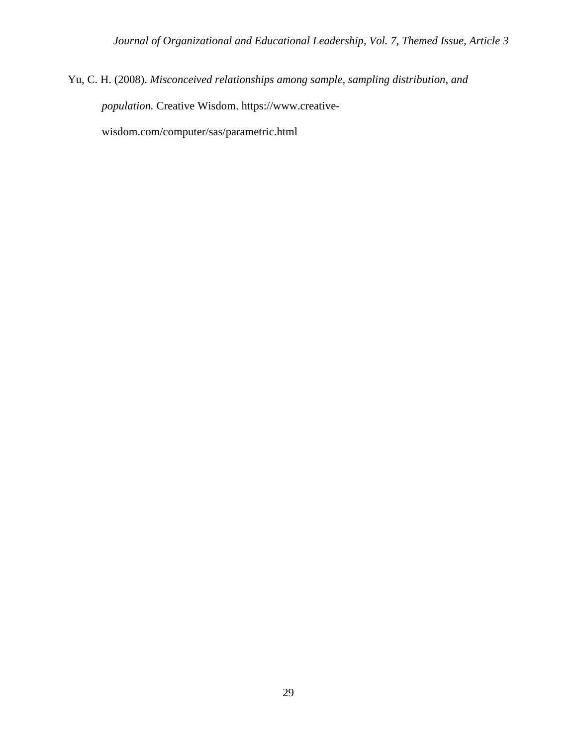Yu, C. H. (2008). *Misconceived relationships among sample, sampling distribution, and population.* Creative Wisdom. https://www.creative-wisdom.com/computer/sas/parametric.html